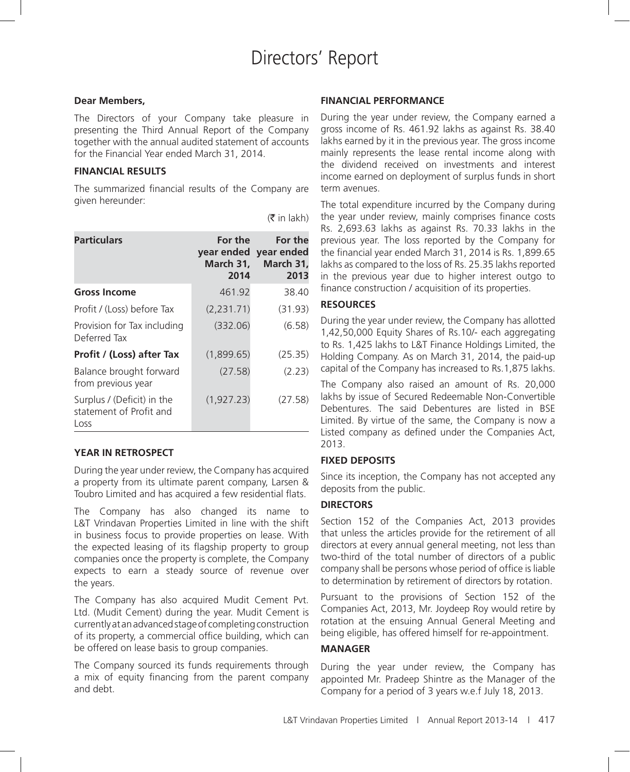# Directors' Report

**Dear Members,**

The Directors of your Company take pleasure in presenting the Third Annual Report of the Company together with the annual audited statement of accounts for the Financial Year ended March 31, 2014.

## FINANCIAL RESULTS

The summarized financial results of the Company are given hereunder:

(₹ in lakh)

| Particulars | For the year ended March 31, 2014 | For the year ended March 31, 2013 |
|---|---|---|
| **Gross Income** | 461.92 | 38.40 |
| Profit / (Loss) before Tax | (2,231.71) | (31.93) |
| Provision for Tax including Deferred Tax | (332.06) | (6.58) |
| **Profit / (Loss) after Tax** | (1,899.65) | (25.35) |
| Balance brought forward from previous year | (27.58) | (2.23) |
| Surplus / (Deficit) in the statement of Profit and Loss | (1,927.23) | (27.58) |

## YEAR IN RETROSPECT

During the year under review, the Company has acquired a property from its ultimate parent company, Larsen & Toubro Limited and has acquired a few residential flats.

The Company has also changed its name to L&T Vrindavan Properties Limited in line with the shift in business focus to provide properties on lease. With the expected leasing of its flagship property to group companies once the property is complete, the Company expects to earn a steady source of revenue over the years.

The Company has also acquired Mudit Cement Pvt. Ltd. (Mudit Cement) during the year. Mudit Cement is currently at an advanced stage of completing construction of its property, a commercial office building, which can be offered on lease basis to group companies.

The Company sourced its funds requirements through a mix of equity financing from the parent company and debt.

## FINANCIAL PERFORMANCE

During the year under review, the Company earned a gross income of Rs. 461.92 lakhs as against Rs. 38.40 lakhs earned by it in the previous year. The gross income mainly represents the lease rental income along with the dividend received on investments and interest income earned on deployment of surplus funds in short term avenues.

The total expenditure incurred by the Company during the year under review, mainly comprises finance costs Rs. 2,693.63 lakhs as against Rs. 70.33 lakhs in the previous year. The loss reported by the Company for the financial year ended March 31, 2014 is Rs. 1,899.65 lakhs as compared to the loss of Rs. 25.35 lakhs reported in the previous year due to higher interest outgo to finance construction / acquisition of its properties.

## RESOURCES

During the year under review, the Company has allotted 1,42,50,000 Equity Shares of Rs.10/- each aggregating to Rs. 1,425 lakhs to L&T Finance Holdings Limited, the Holding Company. As on March 31, 2014, the paid-up capital of the Company has increased to Rs.1,875 lakhs.

The Company also raised an amount of Rs. 20,000 lakhs by issue of Secured Redeemable Non-Convertible Debentures. The said Debentures are listed in BSE Limited. By virtue of the same, the Company is now a Listed company as defined under the Companies Act, 2013.

## FIXED DEPOSITS

Since its inception, the Company has not accepted any deposits from the public.

## DIRECTORS

Section 152 of the Companies Act, 2013 provides that unless the articles provide for the retirement of all directors at every annual general meeting, not less than two-third of the total number of directors of a public company shall be persons whose period of office is liable to determination by retirement of directors by rotation.

Pursuant to the provisions of Section 152 of the Companies Act, 2013, Mr. Joydeep Roy would retire by rotation at the ensuing Annual General Meeting and being eligible, has offered himself for re-appointment.

## MANAGER

During the year under review, the Company has appointed Mr. Pradeep Shintre as the Manager of the Company for a period of 3 years w.e.f July 18, 2013.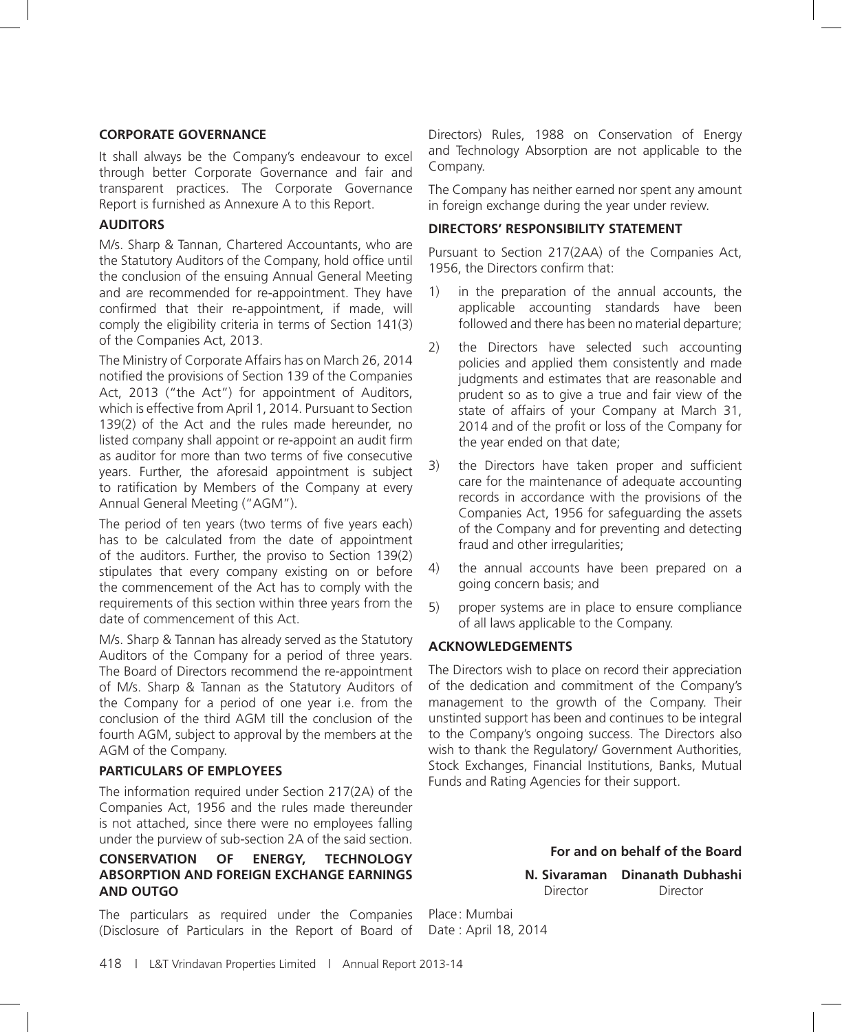## CORPORATE GOVERNANCE

It shall always be the Company's endeavour to excel through better Corporate Governance and fair and transparent practices. The Corporate Governance Report is furnished as Annexure A to this Report.

## AUDITORS

M/s. Sharp & Tannan, Chartered Accountants, who are the Statutory Auditors of the Company, hold office until the conclusion of the ensuing Annual General Meeting and are recommended for re-appointment. They have confirmed that their re-appointment, if made, will comply the eligibility criteria in terms of Section 141(3) of the Companies Act, 2013.

The Ministry of Corporate Affairs has on March 26, 2014 notified the provisions of Section 139 of the Companies Act, 2013 ("the Act") for appointment of Auditors, which is effective from April 1, 2014. Pursuant to Section 139(2) of the Act and the rules made hereunder, no listed company shall appoint or re-appoint an audit firm as auditor for more than two terms of five consecutive years. Further, the aforesaid appointment is subject to ratification by Members of the Company at every Annual General Meeting ("AGM").

The period of ten years (two terms of five years each) has to be calculated from the date of appointment of the auditors. Further, the proviso to Section 139(2) stipulates that every company existing on or before the commencement of the Act has to comply with the requirements of this section within three years from the date of commencement of this Act.

M/s. Sharp & Tannan has already served as the Statutory Auditors of the Company for a period of three years. The Board of Directors recommend the re-appointment of M/s. Sharp & Tannan as the Statutory Auditors of the Company for a period of one year i.e. from the conclusion of the third AGM till the conclusion of the fourth AGM, subject to approval by the members at the AGM of the Company.

## PARTICULARS OF EMPLOYEES

The information required under Section 217(2A) of the Companies Act, 1956 and the rules made thereunder is not attached, since there were no employees falling under the purview of sub-section 2A of the said section.

## CONSERVATION OF ENERGY, TECHNOLOGY ABSORPTION AND FOREIGN EXCHANGE EARNINGS AND OUTGO

The particulars as required under the Companies (Disclosure of Particulars in the Report of Board of Directors) Rules, 1988 on Conservation of Energy and Technology Absorption are not applicable to the Company.

The Company has neither earned nor spent any amount in foreign exchange during the year under review.

## DIRECTORS' RESPONSIBILITY STATEMENT

Pursuant to Section 217(2AA) of the Companies Act, 1956, the Directors confirm that:

1) in the preparation of the annual accounts, the applicable accounting standards have been followed and there has been no material departure;
2) the Directors have selected such accounting policies and applied them consistently and made judgments and estimates that are reasonable and prudent so as to give a true and fair view of the state of affairs of your Company at March 31, 2014 and of the profit or loss of the Company for the year ended on that date;
3) the Directors have taken proper and sufficient care for the maintenance of adequate accounting records in accordance with the provisions of the Companies Act, 1956 for safeguarding the assets of the Company and for preventing and detecting fraud and other irregularities;
4) the annual accounts have been prepared on a going concern basis; and
5) proper systems are in place to ensure compliance of all laws applicable to the Company.

## ACKNOWLEDGEMENTS

The Directors wish to place on record their appreciation of the dedication and commitment of the Company's management to the growth of the Company. Their unstinted support has been and continues to be integral to the Company's ongoing success. The Directors also wish to thank the Regulatory/ Government Authorities, Stock Exchanges, Financial Institutions, Banks, Mutual Funds and Rating Agencies for their support.

**For and on behalf of the Board**

**N. Sivaraman** — Director
**Dinanath Dubhashi** — Director

Place : Mumbai
Date : April 18, 2014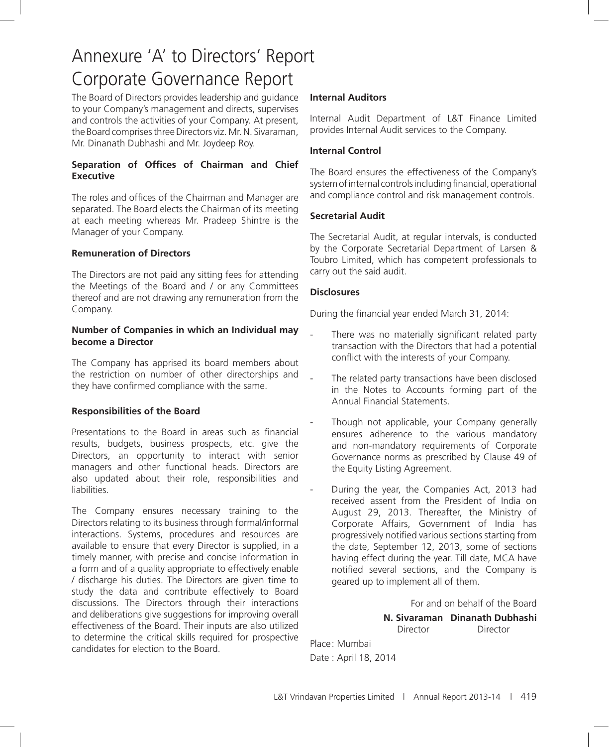# Annexure 'A' to Directors' Report

# Corporate Governance Report

The Board of Directors provides leadership and guidance to your Company's management and directs, supervises and controls the activities of your Company. At present, the Board comprises three Directors viz. Mr. N. Sivaraman, Mr. Dinanath Dubhashi and Mr. Joydeep Roy.

**Separation of Offices of Chairman and Chief Executive**

The roles and offices of the Chairman and Manager are separated. The Board elects the Chairman of its meeting at each meeting whereas Mr. Pradeep Shintre is the Manager of your Company.

**Remuneration of Directors**

The Directors are not paid any sitting fees for attending the Meetings of the Board and / or any Committees thereof and are not drawing any remuneration from the Company.

**Number of Companies in which an Individual may become a Director**

The Company has apprised its board members about the restriction on number of other directorships and they have confirmed compliance with the same.

**Responsibilities of the Board**

Presentations to the Board in areas such as financial results, budgets, business prospects, etc. give the Directors, an opportunity to interact with senior managers and other functional heads. Directors are also updated about their role, responsibilities and liabilities.

The Company ensures necessary training to the Directors relating to its business through formal/informal interactions. Systems, procedures and resources are available to ensure that every Director is supplied, in a timely manner, with precise and concise information in a form and of a quality appropriate to effectively enable / discharge his duties. The Directors are given time to study the data and contribute effectively to Board discussions. The Directors through their interactions and deliberations give suggestions for improving overall effectiveness of the Board. Their inputs are also utilized to determine the critical skills required for prospective candidates for election to the Board.

**Internal Auditors**

Internal Audit Department of L&T Finance Limited provides Internal Audit services to the Company.

**Internal Control**

The Board ensures the effectiveness of the Company's system of internal controls including financial, operational and compliance control and risk management controls.

**Secretarial Audit**

The Secretarial Audit, at regular intervals, is conducted by the Corporate Secretarial Department of Larsen & Toubro Limited, which has competent professionals to carry out the said audit.

**Disclosures**

During the financial year ended March 31, 2014:

- There was no materially significant related party transaction with the Directors that had a potential conflict with the interests of your Company.
- The related party transactions have been disclosed in the Notes to Accounts forming part of the Annual Financial Statements.
- Though not applicable, your Company generally ensures adherence to the various mandatory and non-mandatory requirements of Corporate Governance norms as prescribed by Clause 49 of the Equity Listing Agreement.
- During the year, the Companies Act, 2013 had received assent from the President of India on August 29, 2013. Thereafter, the Ministry of Corporate Affairs, Government of India has progressively notified various sections starting from the date, September 12, 2013, some of sections having effect during the year. Till date, MCA have notified several sections, and the Company is geared up to implement all of them.

For and on behalf of the Board

**N. Sivaraman** Director    **Dinanath Dubhashi** Director

Place: Mumbai
Date : April 18, 2014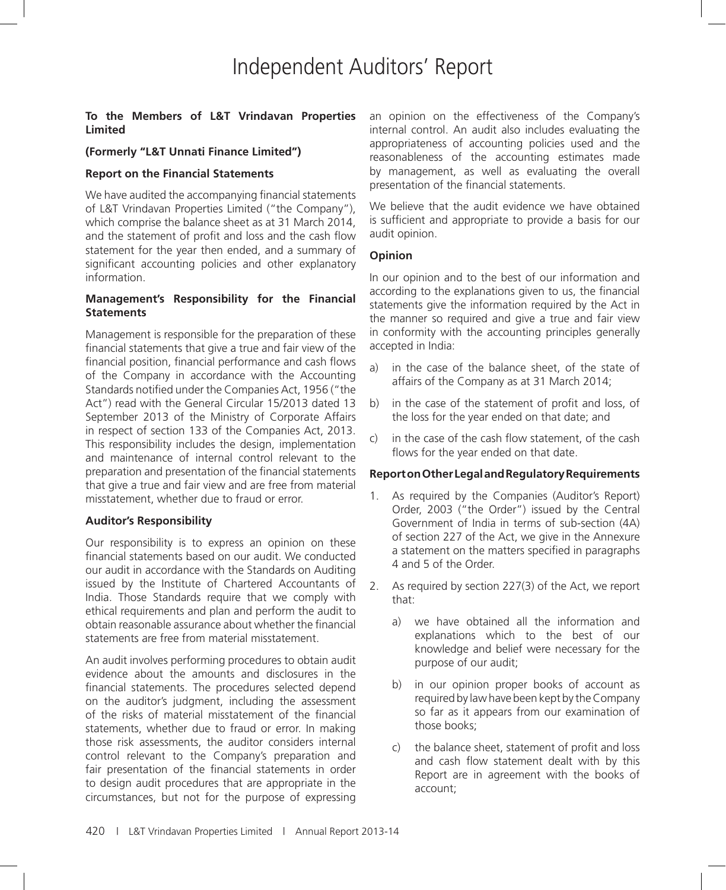# Independent Auditors' Report

**To the Members of L&T Vrindavan Properties Limited**

**(Formerly "L&T Unnati Finance Limited")**

**Report on the Financial Statements**

We have audited the accompanying financial statements of L&T Vrindavan Properties Limited ("the Company"), which comprise the balance sheet as at 31 March 2014, and the statement of profit and loss and the cash flow statement for the year then ended, and a summary of significant accounting policies and other explanatory information.

**Management's Responsibility for the Financial Statements**

Management is responsible for the preparation of these financial statements that give a true and fair view of the financial position, financial performance and cash flows of the Company in accordance with the Accounting Standards notified under the Companies Act, 1956 ("the Act") read with the General Circular 15/2013 dated 13 September 2013 of the Ministry of Corporate Affairs in respect of section 133 of the Companies Act, 2013. This responsibility includes the design, implementation and maintenance of internal control relevant to the preparation and presentation of the financial statements that give a true and fair view and are free from material misstatement, whether due to fraud or error.

**Auditor's Responsibility**

Our responsibility is to express an opinion on these financial statements based on our audit. We conducted our audit in accordance with the Standards on Auditing issued by the Institute of Chartered Accountants of India. Those Standards require that we comply with ethical requirements and plan and perform the audit to obtain reasonable assurance about whether the financial statements are free from material misstatement.

An audit involves performing procedures to obtain audit evidence about the amounts and disclosures in the financial statements. The procedures selected depend on the auditor's judgment, including the assessment of the risks of material misstatement of the financial statements, whether due to fraud or error. In making those risk assessments, the auditor considers internal control relevant to the Company's preparation and fair presentation of the financial statements in order to design audit procedures that are appropriate in the circumstances, but not for the purpose of expressing an opinion on the effectiveness of the Company's internal control. An audit also includes evaluating the appropriateness of accounting policies used and the reasonableness of the accounting estimates made by management, as well as evaluating the overall presentation of the financial statements.

We believe that the audit evidence we have obtained is sufficient and appropriate to provide a basis for our audit opinion.

**Opinion**

In our opinion and to the best of our information and according to the explanations given to us, the financial statements give the information required by the Act in the manner so required and give a true and fair view in conformity with the accounting principles generally accepted in India:

a) in the case of the balance sheet, of the state of affairs of the Company as at 31 March 2014;

b) in the case of the statement of profit and loss, of the loss for the year ended on that date; and

c) in the case of the cash flow statement, of the cash flows for the year ended on that date.

**Report on Other Legal and Regulatory Requirements**

1. As required by the Companies (Auditor's Report) Order, 2003 ("the Order") issued by the Central Government of India in terms of sub-section (4A) of section 227 of the Act, we give in the Annexure a statement on the matters specified in paragraphs 4 and 5 of the Order.

2. As required by section 227(3) of the Act, we report that:

   a) we have obtained all the information and explanations which to the best of our knowledge and belief were necessary for the purpose of our audit;

   b) in our opinion proper books of account as required by law have been kept by the Company so far as it appears from our examination of those books;

   c) the balance sheet, statement of profit and loss and cash flow statement dealt with by this Report are in agreement with the books of account;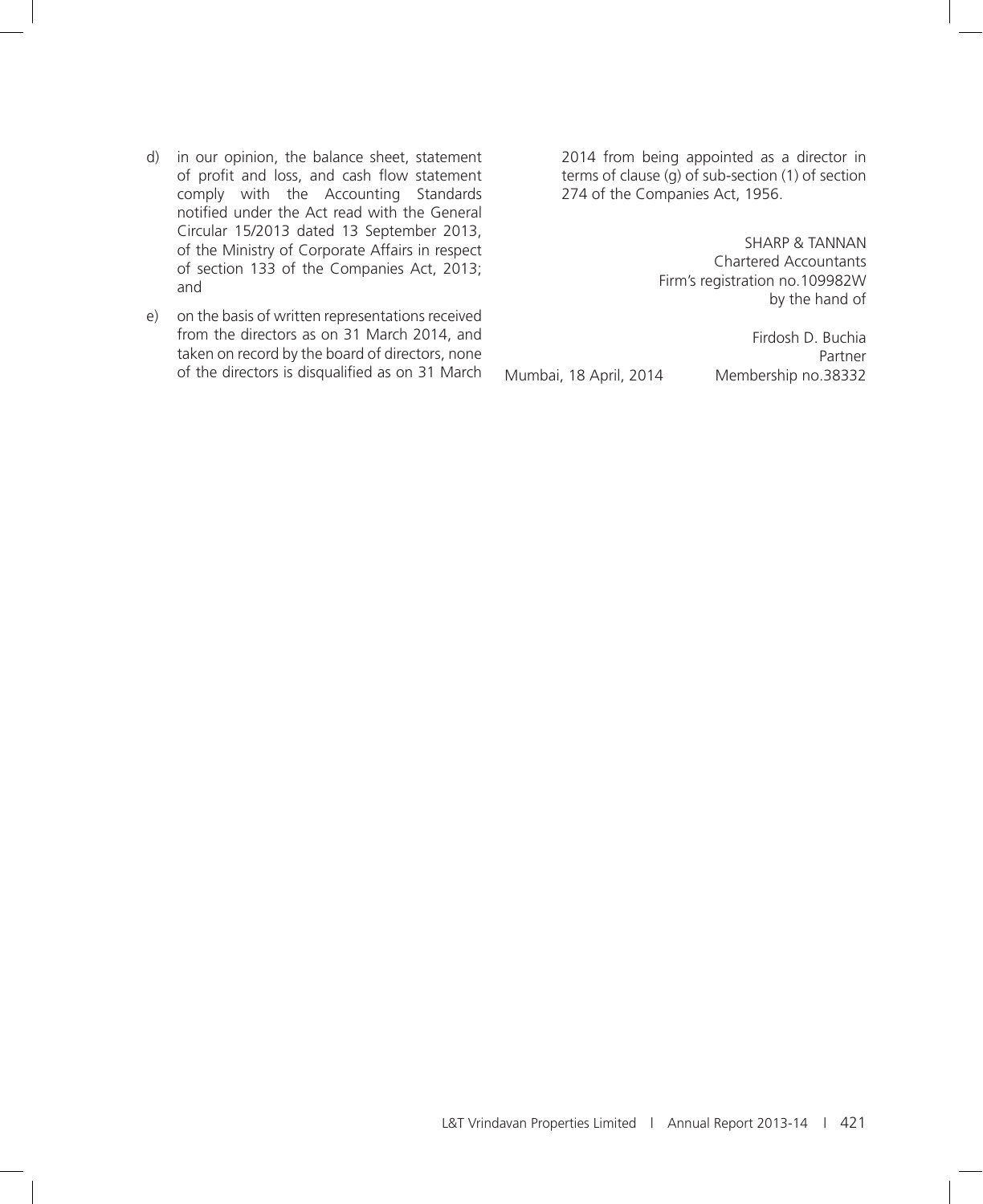d) in our opinion, the balance sheet, statement of profit and loss, and cash flow statement comply with the Accounting Standards notified under the Act read with the General Circular 15/2013 dated 13 September 2013, of the Ministry of Corporate Affairs in respect of section 133 of the Companies Act, 2013; and

e) on the basis of written representations received from the directors as on 31 March 2014, and taken on record by the board of directors, none of the directors is disqualified as on 31 March 2014 from being appointed as a director in terms of clause (g) of sub-section (1) of section 274 of the Companies Act, 1956.

SHARP & TANNAN
Chartered Accountants
Firm's registration no.109982W
by the hand of

Firdosh D. Buchia
Partner
Membership no.38332

Mumbai, 18 April, 2014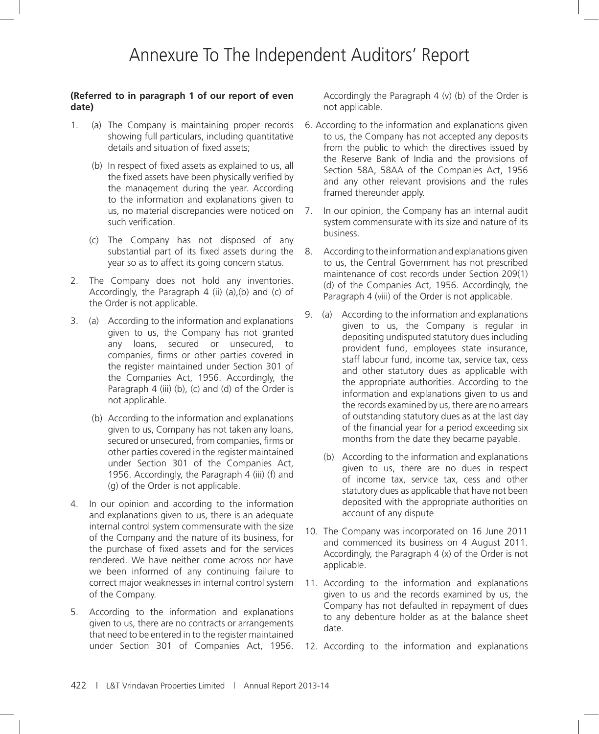# Annexure To The Independent Auditors' Report

**(Referred to in paragraph 1 of our report of even date)**

1. (a) The Company is maintaining proper records showing full particulars, including quantitative details and situation of fixed assets;

   (b) In respect of fixed assets as explained to us, all the fixed assets have been physically verified by the management during the year. According to the information and explanations given to us, no material discrepancies were noticed on such verification.

   (c) The Company has not disposed of any substantial part of its fixed assets during the year so as to affect its going concern status.

2. The Company does not hold any inventories. Accordingly, the Paragraph 4 (ii) (a),(b) and (c) of the Order is not applicable.

3. (a) According to the information and explanations given to us, the Company has not granted any loans, secured or unsecured, to companies, firms or other parties covered in the register maintained under Section 301 of the Companies Act, 1956. Accordingly, the Paragraph 4 (iii) (b), (c) and (d) of the Order is not applicable.

   (b) According to the information and explanations given to us, Company has not taken any loans, secured or unsecured, from companies, firms or other parties covered in the register maintained under Section 301 of the Companies Act, 1956. Accordingly, the Paragraph 4 (iii) (f) and (g) of the Order is not applicable.

4. In our opinion and according to the information and explanations given to us, there is an adequate internal control system commensurate with the size of the Company and the nature of its business, for the purchase of fixed assets and for the services rendered. We have neither come across nor have we been informed of any continuing failure to correct major weaknesses in internal control system of the Company.

5. According to the information and explanations given to us, there are no contracts or arrangements that need to be entered in to the register maintained under Section 301 of Companies Act, 1956. Accordingly the Paragraph 4 (v) (b) of the Order is not applicable.

6. According to the information and explanations given to us, the Company has not accepted any deposits from the public to which the directives issued by the Reserve Bank of India and the provisions of Section 58A, 58AA of the Companies Act, 1956 and any other relevant provisions and the rules framed thereunder apply.

7. In our opinion, the Company has an internal audit system commensurate with its size and nature of its business.

8. According to the information and explanations given to us, the Central Government has not prescribed maintenance of cost records under Section 209(1) (d) of the Companies Act, 1956. Accordingly, the Paragraph 4 (viii) of the Order is not applicable.

9. (a) According to the information and explanations given to us, the Company is regular in depositing undisputed statutory dues including provident fund, employees state insurance, staff labour fund, income tax, service tax, cess and other statutory dues as applicable with the appropriate authorities. According to the information and explanations given to us and the records examined by us, there are no arrears of outstanding statutory dues as at the last day of the financial year for a period exceeding six months from the date they became payable.

   (b) According to the information and explanations given to us, there are no dues in respect of income tax, service tax, cess and other statutory dues as applicable that have not been deposited with the appropriate authorities on account of any dispute

10. The Company was incorporated on 16 June 2011 and commenced its business on 4 August 2011. Accordingly, the Paragraph 4 (x) of the Order is not applicable.

11. According to the information and explanations given to us and the records examined by us, the Company has not defaulted in repayment of dues to any debenture holder as at the balance sheet date.

12. According to the information and explanations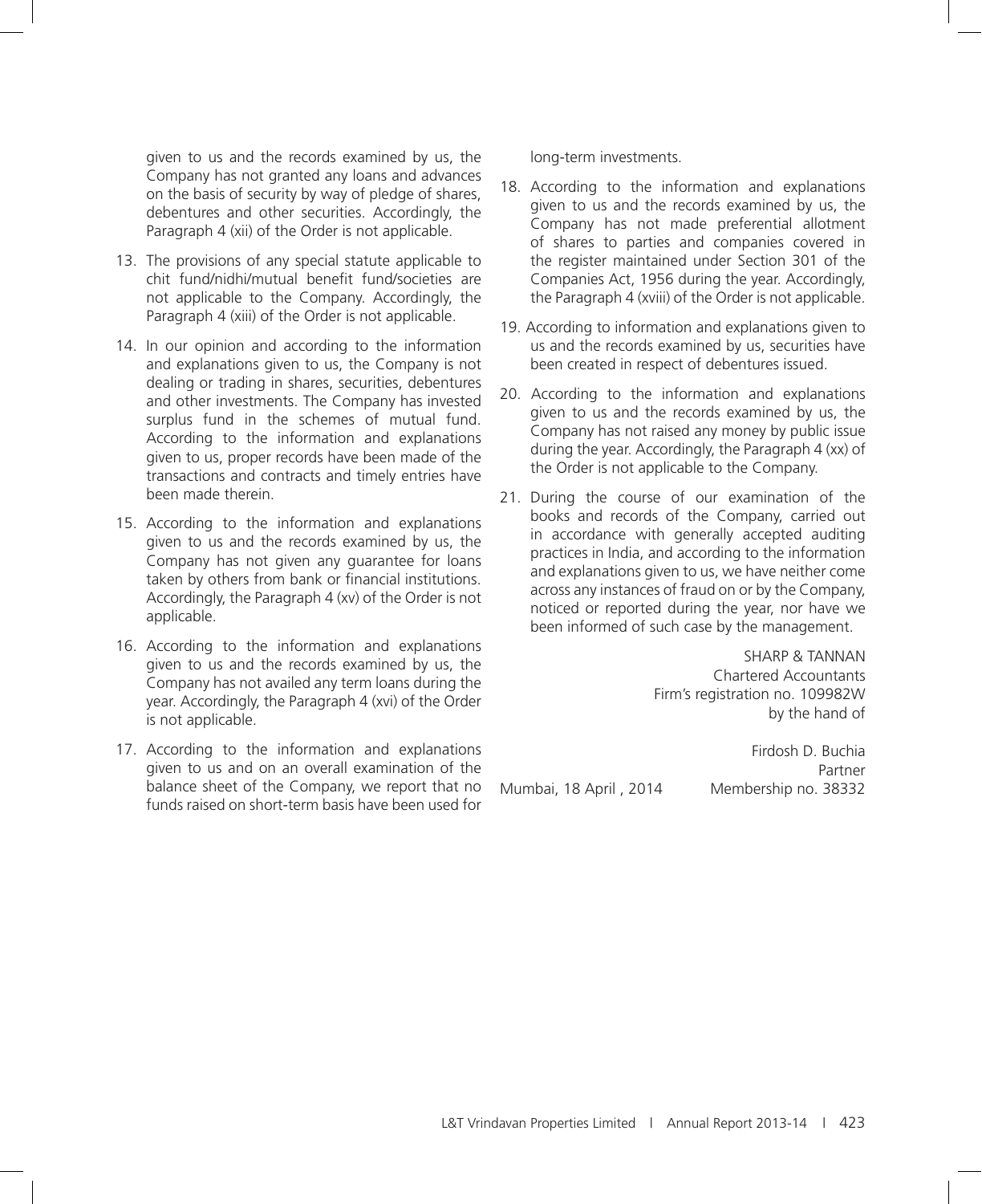given to us and the records examined by us, the Company has not granted any loans and advances on the basis of security by way of pledge of shares, debentures and other securities. Accordingly, the Paragraph 4 (xii) of the Order is not applicable.

13. The provisions of any special statute applicable to chit fund/nidhi/mutual benefit fund/societies are not applicable to the Company. Accordingly, the Paragraph 4 (xiii) of the Order is not applicable.

14. In our opinion and according to the information and explanations given to us, the Company is not dealing or trading in shares, securities, debentures and other investments. The Company has invested surplus fund in the schemes of mutual fund. According to the information and explanations given to us, proper records have been made of the transactions and contracts and timely entries have been made therein.

15. According to the information and explanations given to us and the records examined by us, the Company has not given any guarantee for loans taken by others from bank or financial institutions. Accordingly, the Paragraph 4 (xv) of the Order is not applicable.

16. According to the information and explanations given to us and the records examined by us, the Company has not availed any term loans during the year. Accordingly, the Paragraph 4 (xvi) of the Order is not applicable.

17. According to the information and explanations given to us and on an overall examination of the balance sheet of the Company, we report that no funds raised on short-term basis have been used for long-term investments.

18. According to the information and explanations given to us and the records examined by us, the Company has not made preferential allotment of shares to parties and companies covered in the register maintained under Section 301 of the Companies Act, 1956 during the year. Accordingly, the Paragraph 4 (xviii) of the Order is not applicable.

19. According to information and explanations given to us and the records examined by us, securities have been created in respect of debentures issued.

20. According to the information and explanations given to us and the records examined by us, the Company has not raised any money by public issue during the year. Accordingly, the Paragraph 4 (xx) of the Order is not applicable to the Company.

21. During the course of our examination of the books and records of the Company, carried out in accordance with generally accepted auditing practices in India, and according to the information and explanations given to us, we have neither come across any instances of fraud on or by the Company, noticed or reported during the year, nor have we been informed of such case by the management.

SHARP & TANNAN
Chartered Accountants
Firm's registration no. 109982W
by the hand of

Firdosh D. Buchia
Partner
Membership no. 38332

Mumbai, 18 April , 2014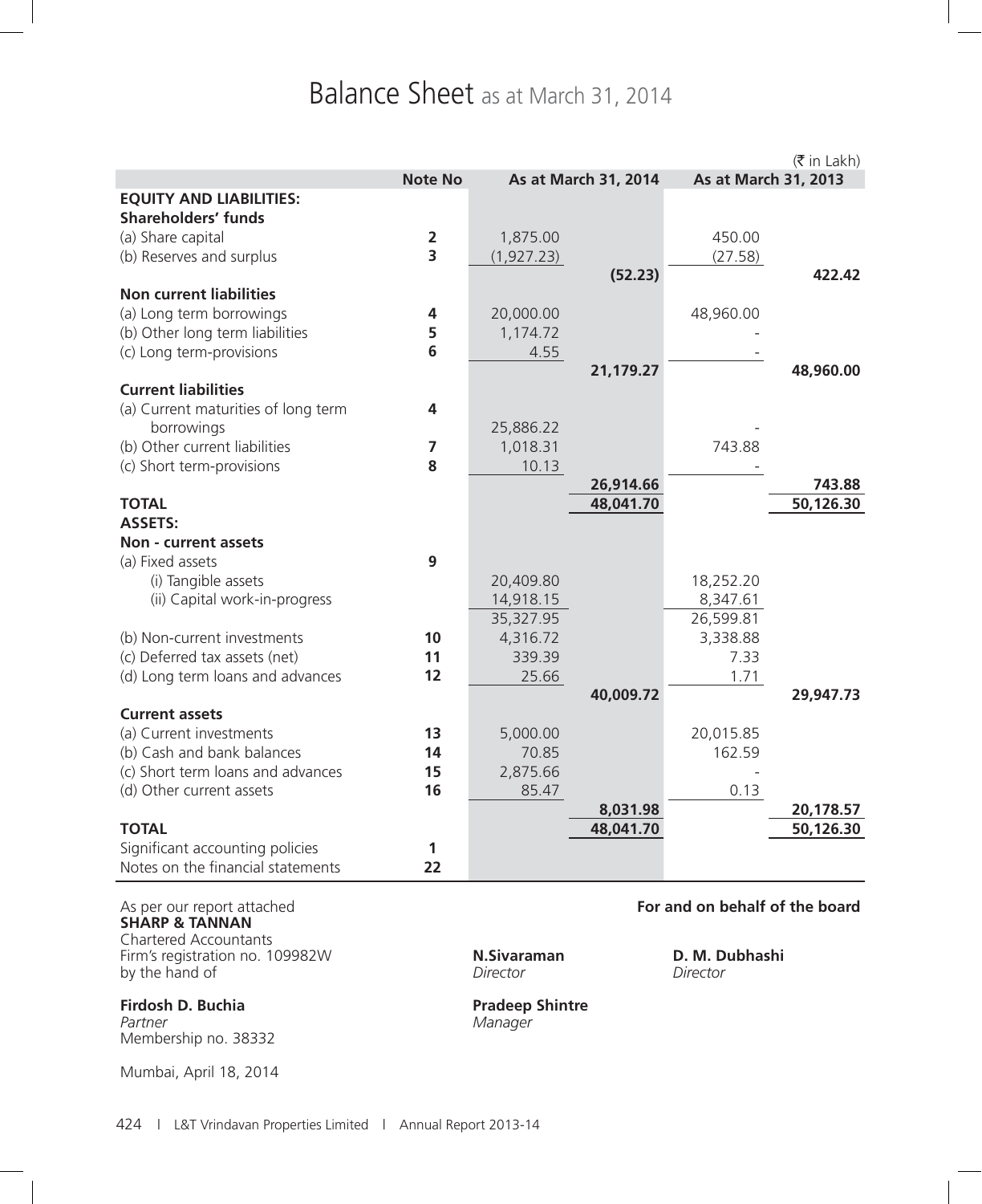# Balance Sheet as at March 31, 2014

(₹ in Lakh)

| | Note No | As at March 31, 2014 | | As at March 31, 2013 | |
|---|---|---|---|---|---|
| **EQUITY AND LIABILITIES:** | | | | | |
| **Shareholders' funds** | | | | | |
| (a) Share capital | 2 | 1,875.00 | | 450.00 | |
| (b) Reserves and surplus | 3 | (1,927.23) | | (27.58) | |
| | | | **(52.23)** | | **422.42** |
| **Non current liabilities** | | | | | |
| (a) Long term borrowings | 4 | 20,000.00 | | 48,960.00 | |
| (b) Other long term liabilities | 5 | 1,174.72 | | - | |
| (c) Long term-provisions | 6 | 4.55 | | - | |
| | | | **21,179.27** | | **48,960.00** |
| **Current liabilities** | | | | | |
| (a) Current maturities of long term borrowings | 4 | 25,886.22 | | - | |
| (b) Other current liabilities | 7 | 1,018.31 | | 743.88 | |
| (c) Short term-provisions | 8 | 10.13 | | - | |
| | | | **26,914.66** | | **743.88** |
| **TOTAL** | | | **48,041.70** | | **50,126.30** |
| **ASSETS:** | | | | | |
| **Non - current assets** | | | | | |
| (a) Fixed assets | 9 | | | | |
| (i) Tangible assets | | 20,409.80 | | 18,252.20 | |
| (ii) Capital work-in-progress | | 14,918.15 | | 8,347.61 | |
| | | 35,327.95 | | 26,599.81 | |
| (b) Non-current investments | 10 | 4,316.72 | | 3,338.88 | |
| (c) Deferred tax assets (net) | 11 | 339.39 | | 7.33 | |
| (d) Long term loans and advances | 12 | 25.66 | | 1.71 | |
| | | | **40,009.72** | | **29,947.73** |
| **Current assets** | | | | | |
| (a) Current investments | 13 | 5,000.00 | | 20,015.85 | |
| (b) Cash and bank balances | 14 | 70.85 | | 162.59 | |
| (c) Short term loans and advances | 15 | 2,875.66 | | - | |
| (d) Other current assets | 16 | 85.47 | | 0.13 | |
| | | | **8,031.98** | | **20,178.57** |
| **TOTAL** | | | **48,041.70** | | **50,126.30** |
| Significant accounting policies | 1 | | | | |
| Notes on the financial statements | 22 | | | | |

As per our report attached
**SHARP & TANNAN**
Chartered Accountants
Firm's registration no. 109982W
by the hand of

**Firdosh D. Buchia**
*Partner*
Membership no. 38332

Mumbai, April 18, 2014

**For and on behalf of the board**

**N.Sivaraman**
*Director*

**D. M. Dubhashi**
*Director*

**Pradeep Shintre**
*Manager*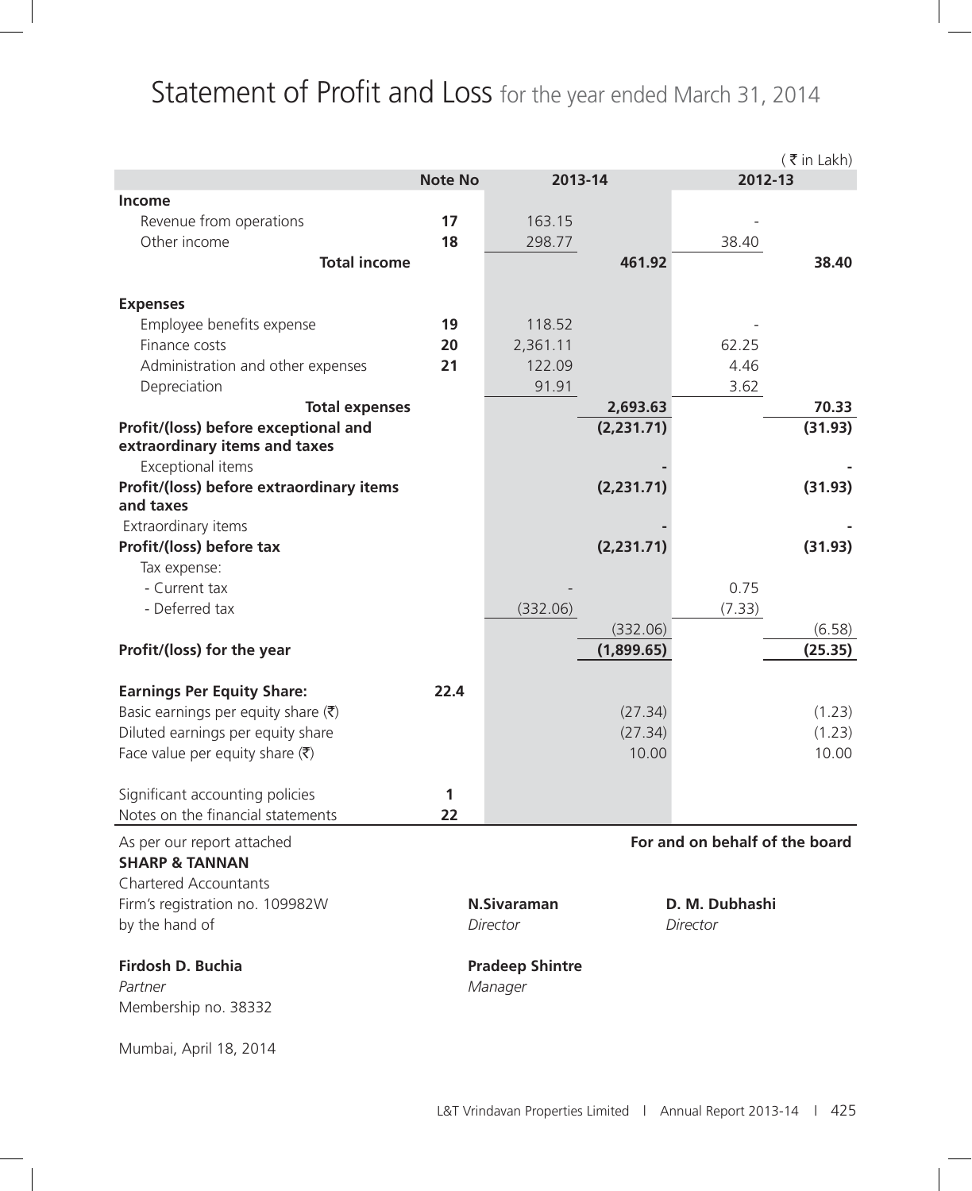# Statement of Profit and Loss for the year ended March 31, 2014

( ₹ in Lakh)

| | Note No | 2013-14 | | 2012-13 | |
|---|---|---|---|---|---|
| **Income** | | | | | |
| Revenue from operations | **17** | 163.15 | | - | |
| Other income | **18** | 298.77 | | 38.40 | |
| **Total income** | | | **461.92** | | **38.40** |
| **Expenses** | | | | | |
| Employee benefits expense | **19** | 118.52 | | - | |
| Finance costs | **20** | 2,361.11 | | 62.25 | |
| Administration and other expenses | **21** | 122.09 | | 4.46 | |
| Depreciation | | 91.91 | | 3.62 | |
| **Total expenses** | | | **2,693.63** | | **70.33** |
| **Profit/(loss) before exceptional and extraordinary items and taxes** | | | **(2,231.71)** | | **(31.93)** |
| Exceptional items | | | **-** | | **-** |
| **Profit/(loss) before extraordinary items and taxes** | | | **(2,231.71)** | | **(31.93)** |
| Extraordinary items | | | **-** | | **-** |
| **Profit/(loss) before tax** | | | **(2,231.71)** | | **(31.93)** |
| Tax expense: | | | | | |
| - Current tax | | - | | 0.75 | |
| - Deferred tax | | (332.06) | | (7.33) | |
| | | | (332.06) | | (6.58) |
| **Profit/(loss) for the year** | | | **(1,899.65)** | | **(25.35)** |
| **Earnings Per Equity Share:** | **22.4** | | | | |
| Basic earnings per equity share (₹) | | | (27.34) | | (1.23) |
| Diluted earnings per equity share | | | (27.34) | | (1.23) |
| Face value per equity share (₹) | | | 10.00 | | 10.00 |
| Significant accounting policies | **1** | | | | |
| Notes on the financial statements | **22** | | | | |

As per our report attached
**SHARP & TANNAN**
Chartered Accountants
Firm's registration no. 109982W
by the hand of

**Firdosh D. Buchia**
*Partner*
Membership no. 38332

Mumbai, April 18, 2014

**For and on behalf of the board**

**N.Sivaraman**
*Director*

**D. M. Dubhashi**
*Director*

**Pradeep Shintre**
*Manager*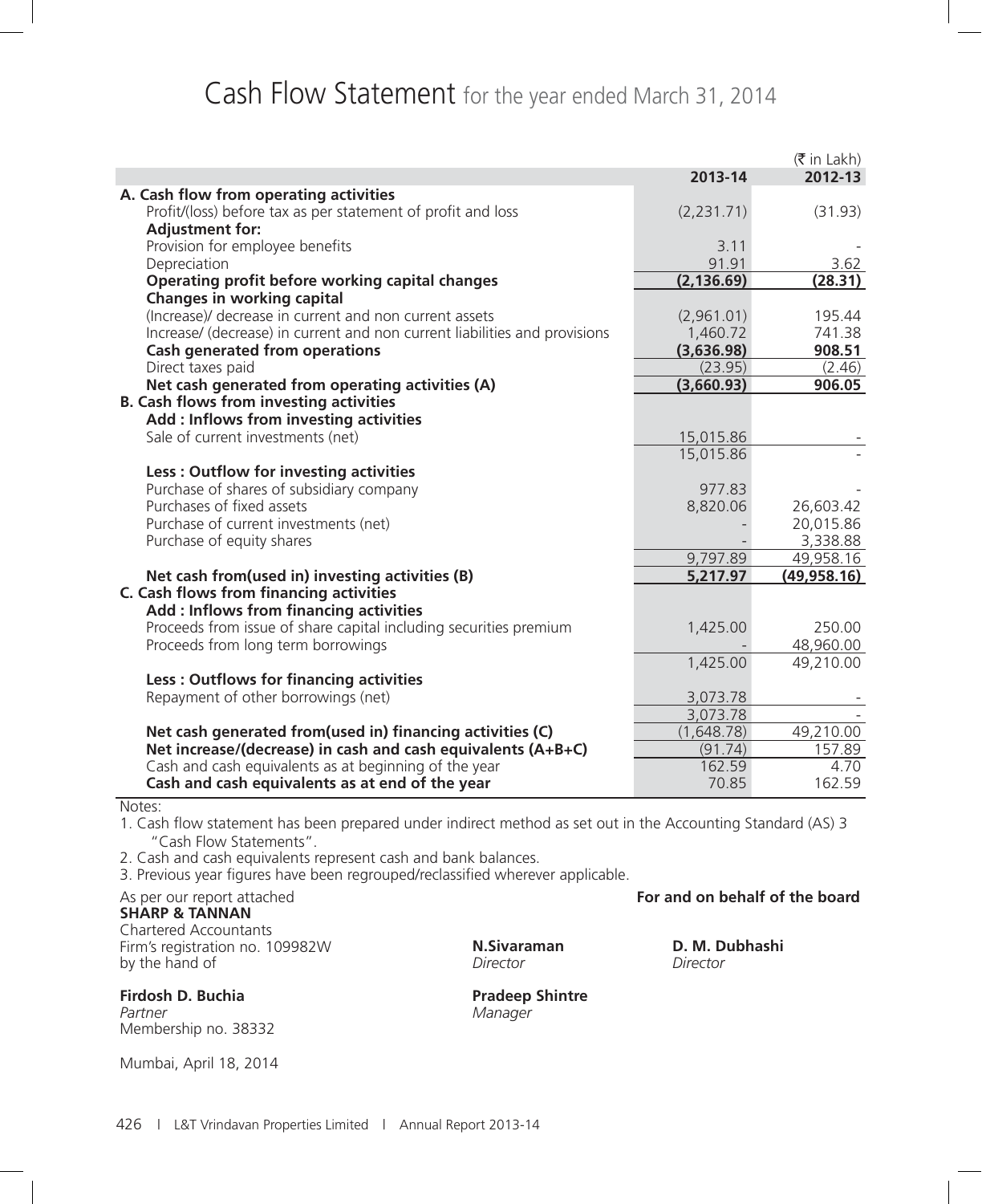# Cash Flow Statement for the year ended March 31, 2014

(₹ in Lakh)

| | 2013-14 | 2012-13 |
|---|---|---|
| **A. Cash flow from operating activities** | | |
| Profit/(loss) before tax as per statement of profit and loss | (2,231.71) | (31.93) |
| **Adjustment for:** | | |
| Provision for employee benefits | 3.11 | - |
| Depreciation | 91.91 | 3.62 |
| **Operating profit before working capital changes** | **(2,136.69)** | **(28.31)** |
| **Changes in working capital** | | |
| (Increase)/ decrease in current and non current assets | (2,961.01) | 195.44 |
| Increase/ (decrease) in current and non current liabilities and provisions | 1,460.72 | 741.38 |
| **Cash generated from operations** | **(3,636.98)** | **908.51** |
| Direct taxes paid | (23.95) | (2.46) |
| **Net cash generated from operating activities (A)** | **(3,660.93)** | **906.05** |
| **B. Cash flows from investing activities** | | |
| **Add : Inflows from investing activities** | | |
| Sale of current investments (net) | 15,015.86 | - |
| | 15,015.86 | - |
| **Less : Outflow for investing activities** | | |
| Purchase of shares of subsidiary company | 977.83 | - |
| Purchases of fixed assets | 8,820.06 | 26,603.42 |
| Purchase of current investments (net) | - | 20,015.86 |
| Purchase of equity shares | - | 3,338.88 |
| | 9,797.89 | 49,958.16 |
| **Net cash from(used in) investing activities (B)** | **5,217.97** | **(49,958.16)** |
| **C. Cash flows from financing activities** | | |
| **Add : Inflows from financing activities** | | |
| Proceeds from issue of share capital including securities premium | 1,425.00 | 250.00 |
| Proceeds from long term borrowings | - | 48,960.00 |
| | 1,425.00 | 49,210.00 |
| **Less : Outflows for financing activities** | | |
| Repayment of other borrowings (net) | 3,073.78 | - |
| | 3,073.78 | - |
| **Net cash generated from(used in) financing activities (C)** | (1,648.78) | 49,210.00 |
| **Net increase/(decrease) in cash and cash equivalents (A+B+C)** | (91.74) | 157.89 |
| Cash and cash equivalents as at beginning of the year | 162.59 | 4.70 |
| **Cash and cash equivalents as at end of the year** | 70.85 | 162.59 |

Notes:

1. Cash flow statement has been prepared under indirect method as set out in the Accounting Standard (AS) 3 "Cash Flow Statements".
2. Cash and cash equivalents represent cash and bank balances.
3. Previous year figures have been regrouped/reclassified wherever applicable.

As per our report attached
**SHARP & TANNAN**
Chartered Accountants
Firm's registration no. 109982W
by the hand of

**Firdosh D. Buchia**
*Partner*
Membership no. 38332

Mumbai, April 18, 2014

**For and on behalf of the board**

**N.Sivaraman**
*Director*

**D. M. Dubhashi**
*Director*

**Pradeep Shintre**
*Manager*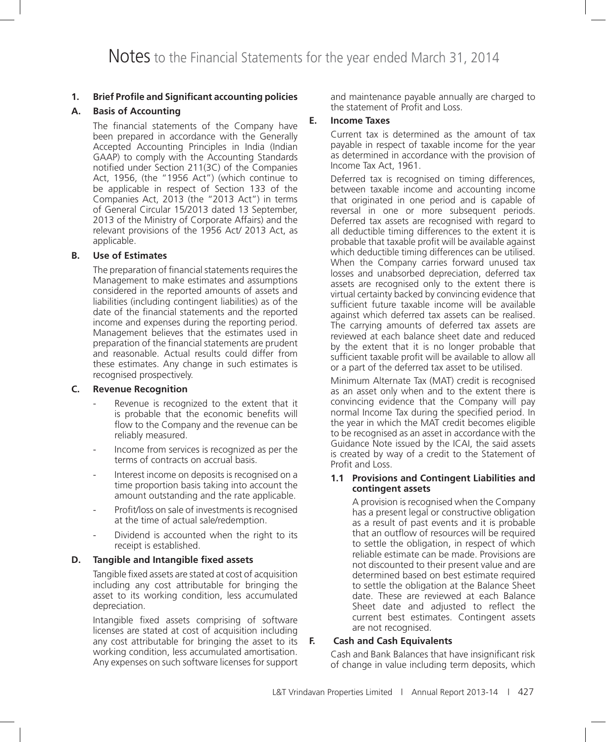# Notes to the Financial Statements for the year ended March 31, 2014

## 1. Brief Profile and Significant accounting policies

### A. Basis of Accounting

The financial statements of the Company have been prepared in accordance with the Generally Accepted Accounting Principles in India (Indian GAAP) to comply with the Accounting Standards notified under Section 211(3C) of the Companies Act, 1956, (the "1956 Act") (which continue to be applicable in respect of Section 133 of the Companies Act, 2013 (the "2013 Act") in terms of General Circular 15/2013 dated 13 September, 2013 of the Ministry of Corporate Affairs) and the relevant provisions of the 1956 Act/ 2013 Act, as applicable.

### B. Use of Estimates

The preparation of financial statements requires the Management to make estimates and assumptions considered in the reported amounts of assets and liabilities (including contingent liabilities) as of the date of the financial statements and the reported income and expenses during the reporting period. Management believes that the estimates used in preparation of the financial statements are prudent and reasonable. Actual results could differ from these estimates. Any change in such estimates is recognised prospectively.

### C. Revenue Recognition

- Revenue is recognized to the extent that it is probable that the economic benefits will flow to the Company and the revenue can be reliably measured.
- Income from services is recognized as per the terms of contracts on accrual basis.
- Interest income on deposits is recognised on a time proportion basis taking into account the amount outstanding and the rate applicable.
- Profit/loss on sale of investments is recognised at the time of actual sale/redemption.
- Dividend is accounted when the right to its receipt is established.

### D. Tangible and Intangible fixed assets

Tangible fixed assets are stated at cost of acquisition including any cost attributable for bringing the asset to its working condition, less accumulated depreciation.

Intangible fixed assets comprising of software licenses are stated at cost of acquisition including any cost attributable for bringing the asset to its working condition, less accumulated amortisation. Any expenses on such software licenses for support and maintenance payable annually are charged to the statement of Profit and Loss.

### E. Income Taxes

Current tax is determined as the amount of tax payable in respect of taxable income for the year as determined in accordance with the provision of Income Tax Act, 1961.

Deferred tax is recognised on timing differences, between taxable income and accounting income that originated in one period and is capable of reversal in one or more subsequent periods. Deferred tax assets are recognised with regard to all deductible timing differences to the extent it is probable that taxable profit will be available against which deductible timing differences can be utilised. When the Company carries forward unused tax losses and unabsorbed depreciation, deferred tax assets are recognised only to the extent there is virtual certainty backed by convincing evidence that sufficient future taxable income will be available against which deferred tax assets can be realised. The carrying amounts of deferred tax assets are reviewed at each balance sheet date and reduced by the extent that it is no longer probable that sufficient taxable profit will be available to allow all or a part of the deferred tax asset to be utilised.

Minimum Alternate Tax (MAT) credit is recognised as an asset only when and to the extent there is convincing evidence that the Company will pay normal Income Tax during the specified period. In the year in which the MAT credit becomes eligible to be recognised as an asset in accordance with the Guidance Note issued by the ICAI, the said assets is created by way of a credit to the Statement of Profit and Loss.

#### 1.1 Provisions and Contingent Liabilities and contingent assets

A provision is recognised when the Company has a present legal or constructive obligation as a result of past events and it is probable that an outflow of resources will be required to settle the obligation, in respect of which reliable estimate can be made. Provisions are not discounted to their present value and are determined based on best estimate required to settle the obligation at the Balance Sheet date. These are reviewed at each Balance Sheet date and adjusted to reflect the current best estimates. Contingent assets are not recognised.

### F. Cash and Cash Equivalents

Cash and Bank Balances that have insignificant risk of change in value including term deposits, which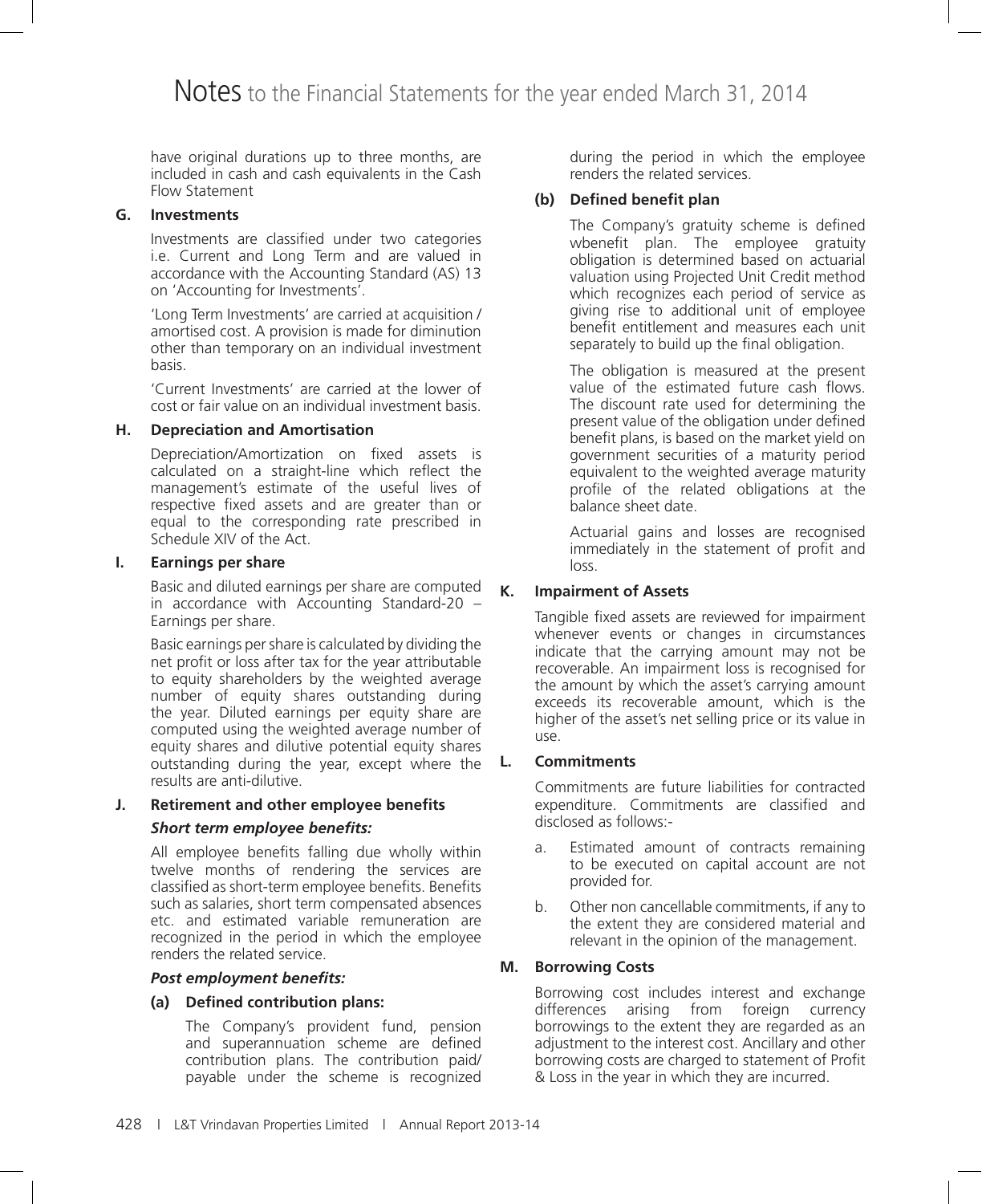have original durations up to three months, are included in cash and cash equivalents in the Cash Flow Statement

## G. Investments

Investments are classified under two categories i.e. Current and Long Term and are valued in accordance with the Accounting Standard (AS) 13 on 'Accounting for Investments'.

'Long Term Investments' are carried at acquisition / amortised cost. A provision is made for diminution other than temporary on an individual investment basis.

'Current Investments' are carried at the lower of cost or fair value on an individual investment basis.

## H. Depreciation and Amortisation

Depreciation/Amortization on fixed assets is calculated on a straight-line which reflect the management's estimate of the useful lives of respective fixed assets and are greater than or equal to the corresponding rate prescribed in Schedule XIV of the Act.

## I. Earnings per share

Basic and diluted earnings per share are computed in accordance with Accounting Standard-20 – Earnings per share.

Basic earnings per share is calculated by dividing the net profit or loss after tax for the year attributable to equity shareholders by the weighted average number of equity shares outstanding during the year. Diluted earnings per equity share are computed using the weighted average number of equity shares and dilutive potential equity shares outstanding during the year, except where the results are anti-dilutive.

## J. Retirement and other employee benefits

***Short term employee benefits:***

All employee benefits falling due wholly within twelve months of rendering the services are classified as short-term employee benefits. Benefits such as salaries, short term compensated absences etc. and estimated variable remuneration are recognized in the period in which the employee renders the related service.

***Post employment benefits:***

**(a) Defined contribution plans:**

The Company's provident fund, pension and superannuation scheme are defined contribution plans. The contribution paid/ payable under the scheme is recognized during the period in which the employee renders the related services.

**(b) Defined benefit plan**

The Company's gratuity scheme is defined wbenefit plan. The employee gratuity obligation is determined based on actuarial valuation using Projected Unit Credit method which recognizes each period of service as giving rise to additional unit of employee benefit entitlement and measures each unit separately to build up the final obligation.

The obligation is measured at the present value of the estimated future cash flows. The discount rate used for determining the present value of the obligation under defined benefit plans, is based on the market yield on government securities of a maturity period equivalent to the weighted average maturity profile of the related obligations at the balance sheet date.

Actuarial gains and losses are recognised immediately in the statement of profit and loss.

## K. Impairment of Assets

Tangible fixed assets are reviewed for impairment whenever events or changes in circumstances indicate that the carrying amount may not be recoverable. An impairment loss is recognised for the amount by which the asset's carrying amount exceeds its recoverable amount, which is the higher of the asset's net selling price or its value in use.

## L. Commitments

Commitments are future liabilities for contracted expenditure. Commitments are classified and disclosed as follows:-

a. Estimated amount of contracts remaining to be executed on capital account are not provided for.

b. Other non cancellable commitments, if any to the extent they are considered material and relevant in the opinion of the management.

## M. Borrowing Costs

Borrowing cost includes interest and exchange differences arising from foreign currency borrowings to the extent they are regarded as an adjustment to the interest cost. Ancillary and other borrowing costs are charged to statement of Profit & Loss in the year in which they are incurred.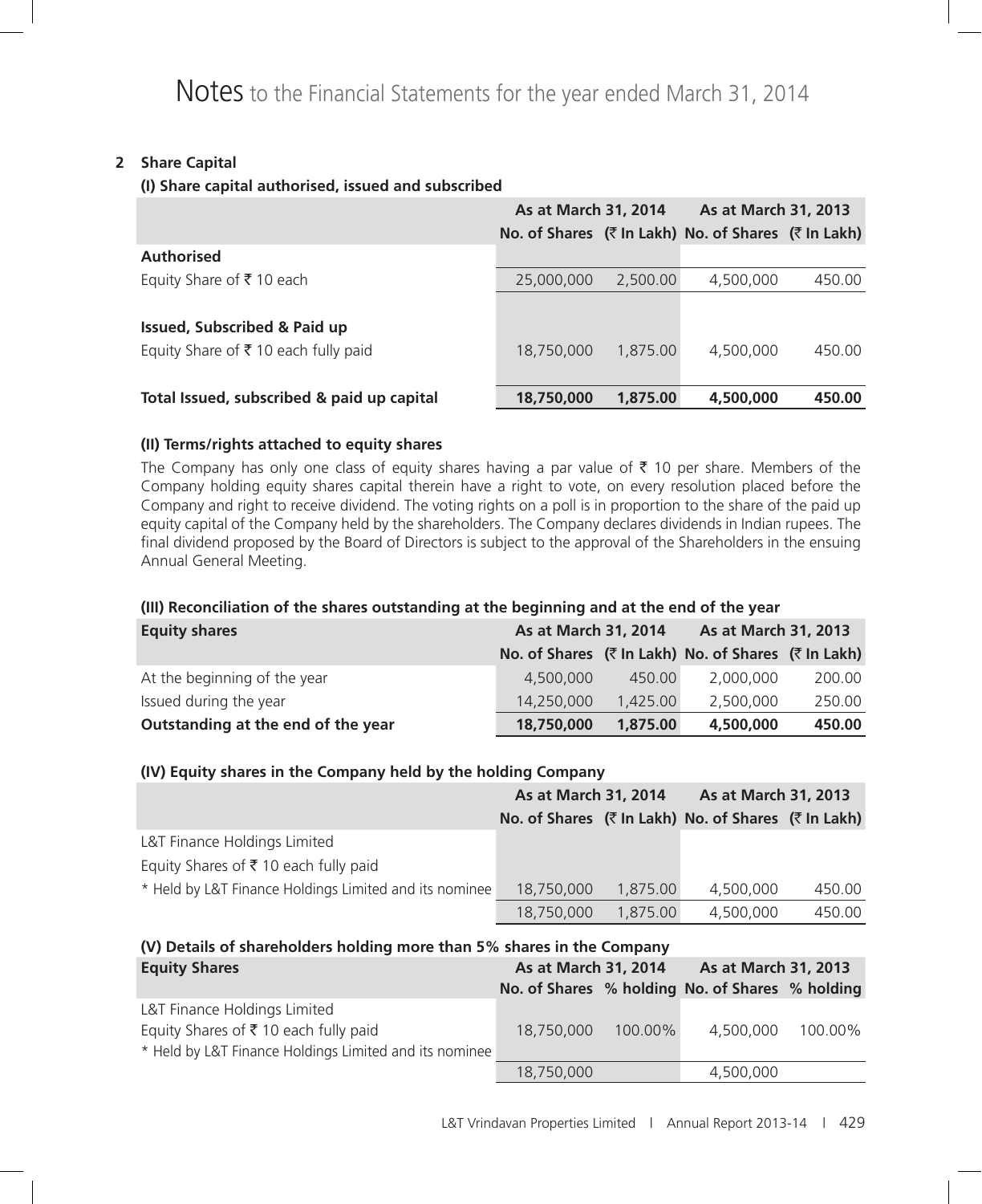# Notes to the Financial Statements for the year ended March 31, 2014

## 2 Share Capital

### (I) Share capital authorised, issued and subscribed

| | As at March 31, 2014 | | As at March 31, 2013 | |
|---|---|---|---|---|
| | No. of Shares | (₹ In Lakh) | No. of Shares | (₹ In Lakh) |
| **Authorised** | | | | |
| Equity Share of ₹ 10 each | 25,000,000 | 2,500.00 | 4,500,000 | 450.00 |
| **Issued, Subscribed & Paid up** | | | | |
| Equity Share of ₹ 10 each fully paid | 18,750,000 | 1,875.00 | 4,500,000 | 450.00 |
| **Total Issued, subscribed & paid up capital** | **18,750,000** | **1,875.00** | **4,500,000** | **450.00** |

### (II) Terms/rights attached to equity shares

The Company has only one class of equity shares having a par value of ₹ 10 per share. Members of the Company holding equity shares capital therein have a right to vote, on every resolution placed before the Company and right to receive dividend. The voting rights on a poll is in proportion to the share of the paid up equity capital of the Company held by the shareholders. The Company declares dividends in Indian rupees. The final dividend proposed by the Board of Directors is subject to the approval of the Shareholders in the ensuing Annual General Meeting.

### (III) Reconciliation of the shares outstanding at the beginning and at the end of the year

| **Equity shares** | As at March 31, 2014 | | As at March 31, 2013 | |
|---|---|---|---|---|
| | No. of Shares | (₹ In Lakh) | No. of Shares | (₹ In Lakh) |
| At the beginning of the year | 4,500,000 | 450.00 | 2,000,000 | 200.00 |
| Issued during the year | 14,250,000 | 1,425.00 | 2,500,000 | 250.00 |
| **Outstanding at the end of the year** | **18,750,000** | **1,875.00** | **4,500,000** | **450.00** |

### (IV) Equity shares in the Company held by the holding Company

| | As at March 31, 2014 | | As at March 31, 2013 | |
|---|---|---|---|---|
| | No. of Shares | (₹ In Lakh) | No. of Shares | (₹ In Lakh) |
| L&T Finance Holdings Limited | | | | |
| Equity Shares of ₹ 10 each fully paid | | | | |
| * Held by L&T Finance Holdings Limited and its nominee | 18,750,000 | 1,875.00 | 4,500,000 | 450.00 |
| | 18,750,000 | 1,875.00 | 4,500,000 | 450.00 |

### (V) Details of shareholders holding more than 5% shares in the Company

| **Equity Shares** | As at March 31, 2014 | | As at March 31, 2013 | |
|---|---|---|---|---|
| | No. of Shares | % holding | No. of Shares | % holding |
| L&T Finance Holdings Limited<br>Equity Shares of ₹ 10 each fully paid<br>* Held by L&T Finance Holdings Limited and its nominee | 18,750,000 | 100.00% | 4,500,000 | 100.00% |
| | 18,750,000 | | 4,500,000 | |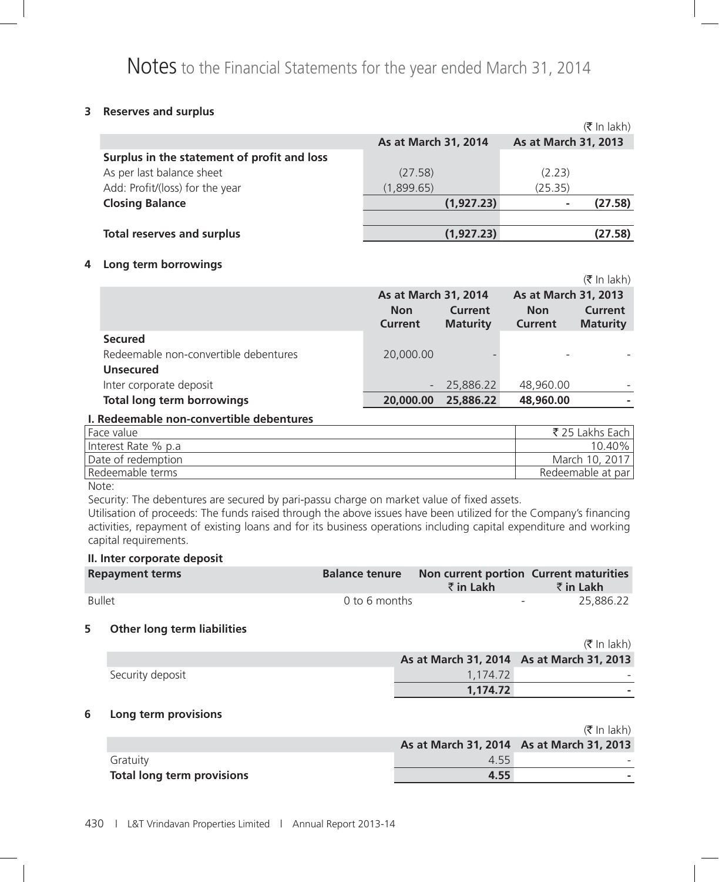# Notes to the Financial Statements for the year ended March 31, 2014

## 3 Reserves and surplus

(₹ In lakh)

| | As at March 31, 2014 | | As at March 31, 2013 | |
|---|---|---|---|---|
| **Surplus in the statement of profit and loss** | | | | |
| As per last balance sheet | (27.58) | | (2.23) | |
| Add: Profit/(loss) for the year | (1,899.65) | | (25.35) | |
| **Closing Balance** | | **(1,927.23)** | - | **(27.58)** |
| **Total reserves and surplus** | | **(1,927.23)** | | **(27.58)** |

## 4 Long term borrowings

(₹ In lakh)

| | As at March 31, 2014 | | As at March 31, 2013 | |
|---|---|---|---|---|
| | **Non Current** | **Current Maturity** | **Non Current** | **Current Maturity** |
| **Secured** | | | | |
| Redeemable non-convertible debentures | 20,000.00 | - | - | - |
| **Unsecured** | | | | |
| Inter corporate deposit | - | 25,886.22 | 48,960.00 | - |
| **Total long term borrowings** | **20,000.00** | **25,886.22** | **48,960.00** | **-** |

**I. Redeemable non-convertible debentures**

| | |
|---|---|
| Face value | ₹ 25 Lakhs Each |
| Interest Rate % p.a | 10.40% |
| Date of redemption | March 10, 2017 |
| Redeemable terms | Redeemable at par |

Note:

Security: The debentures are secured by pari-passu charge on market value of fixed assets.

Utilisation of proceeds: The funds raised through the above issues have been utilized for the Company's financing activities, repayment of existing loans and for its business operations including capital expenditure and working capital requirements.

**II. Inter corporate deposit**

| Repayment terms | Balance tenure | Non current portion ₹ in Lakh | Current maturities ₹ in Lakh |
|---|---|---|---|
| Bullet | 0 to 6 months | - | 25,886.22 |

## 5 Other long term liabilities

(₹ In lakh)

| | As at March 31, 2014 | As at March 31, 2013 |
|---|---|---|
| Security deposit | 1,174.72 | - |
| | **1,174.72** | **-** |

## 6 Long term provisions

(₹ In lakh)

| | As at March 31, 2014 | As at March 31, 2013 |
|---|---|---|
| Gratuity | 4.55 | - |
| **Total long term provisions** | **4.55** | **-** |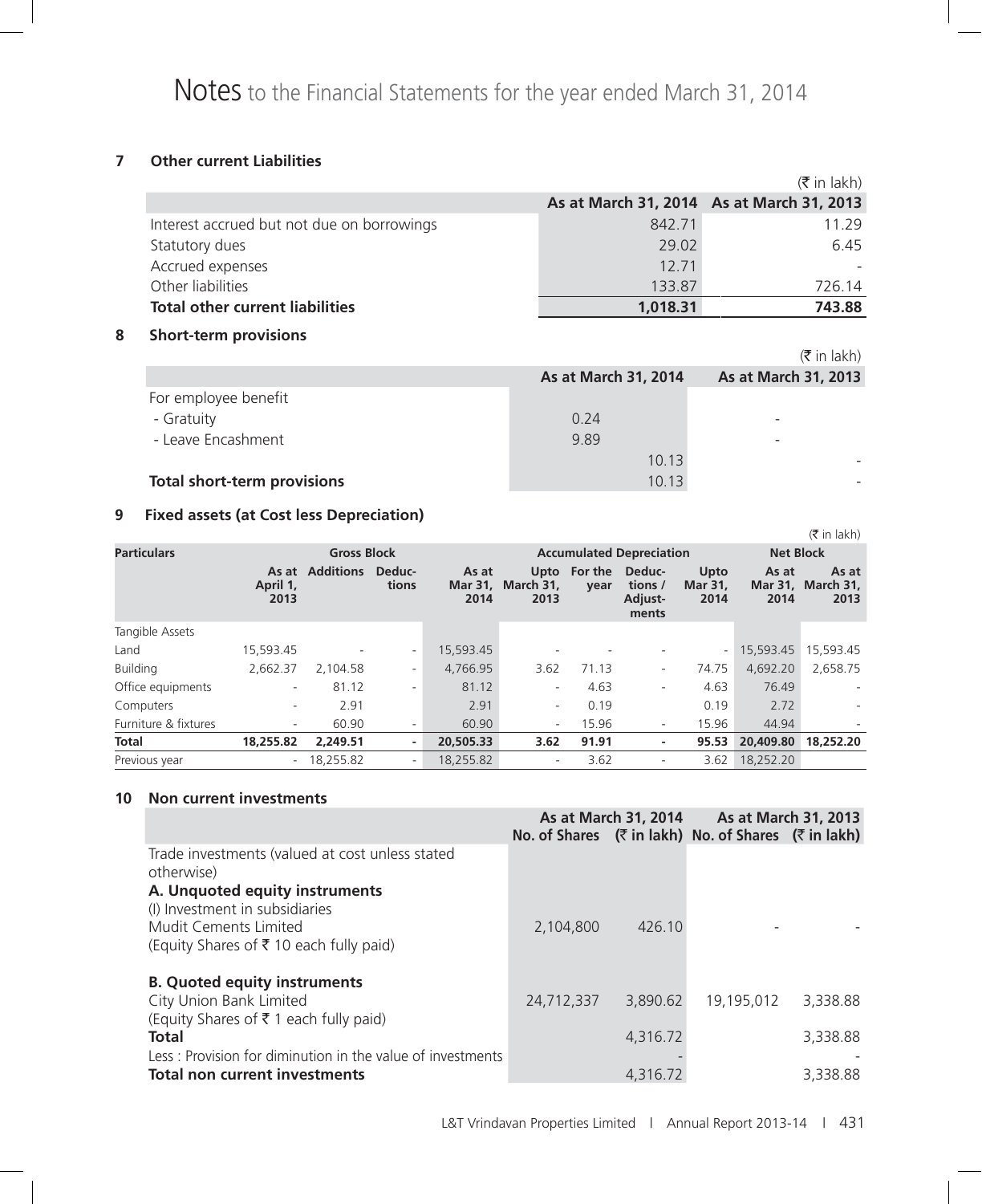# Notes to the Financial Statements for the year ended March 31, 2014

## 7 Other current Liabilities

(₹ in lakh)

| | As at March 31, 2014 | As at March 31, 2013 |
|---|---|---|
| Interest accrued but not due on borrowings | 842.71 | 11.29 |
| Statutory dues | 29.02 | 6.45 |
| Accrued expenses | 12.71 | - |
| Other liabilities | 133.87 | 726.14 |
| **Total other current liabilities** | **1,018.31** | **743.88** |

## 8 Short-term provisions

(₹ in lakh)

| | As at March 31, 2014 | | As at March 31, 2013 |
|---|---|---|---|
| For employee benefit | | | |
| - Gratuity | 0.24 | | - |
| - Leave Encashment | 9.89 | | - |
| | | 10.13 | - |
| **Total short-term provisions** | | 10.13 | - |

## 9 Fixed assets (at Cost less Depreciation)

(₹ in lakh)

| Particulars | Gross Block | | | | Accumulated Depreciation | | | | Net Block | |
|---|---|---|---|---|---|---|---|---|---|---|
| | As at April 1, 2013 | Additions | Deductions | As at Mar 31, 2014 | Upto March 31, 2013 | For the year | Deductions / Adjustments | Upto Mar 31, 2014 | As at Mar 31, 2014 | As at March 31, 2013 |
| Tangible Assets | | | | | | | | | | |
| Land | 15,593.45 | - | - | 15,593.45 | - | - | - | - | 15,593.45 | 15,593.45 |
| Building | 2,662.37 | 2,104.58 | - | 4,766.95 | 3.62 | 71.13 | - | 74.75 | 4,692.20 | 2,658.75 |
| Office equipments | - | 81.12 | - | 81.12 | - | 4.63 | - | 4.63 | 76.49 | - |
| Computers | - | 2.91 | | 2.91 | - | 0.19 | | 0.19 | 2.72 | - |
| Furniture & fixtures | - | 60.90 | - | 60.90 | - | 15.96 | - | 15.96 | 44.94 | - |
| **Total** | **18,255.82** | **2,249.51** | **-** | **20,505.33** | **3.62** | **91.91** | **-** | **95.53** | **20,409.80** | **18,252.20** |
| Previous year | - | 18,255.82 | - | 18,255.82 | - | 3.62 | - | 3.62 | 18,252.20 | |

## 10 Non current investments

| | As at March 31, 2014 | | As at March 31, 2013 | |
|---|---|---|---|---|
| | No. of Shares | (₹ in lakh) | No. of Shares | (₹ in lakh) |
| Trade investments (valued at cost unless stated otherwise) | | | | |
| **A. Unquoted equity instruments** | | | | |
| (I) Investment in subsidiaries | | | | |
| Mudit Cements Limited (Equity Shares of ₹ 10 each fully paid) | 2,104,800 | 426.10 | - | - |
| **B. Quoted equity instruments** | | | | |
| City Union Bank Limited (Equity Shares of ₹ 1 each fully paid) | 24,712,337 | 3,890.62 | 19,195,012 | 3,338.88 |
| **Total** | | 4,316.72 | | 3,338.88 |
| Less : Provision for diminution in the value of investments | | - | | - |
| **Total non current investments** | | 4,316.72 | | 3,338.88 |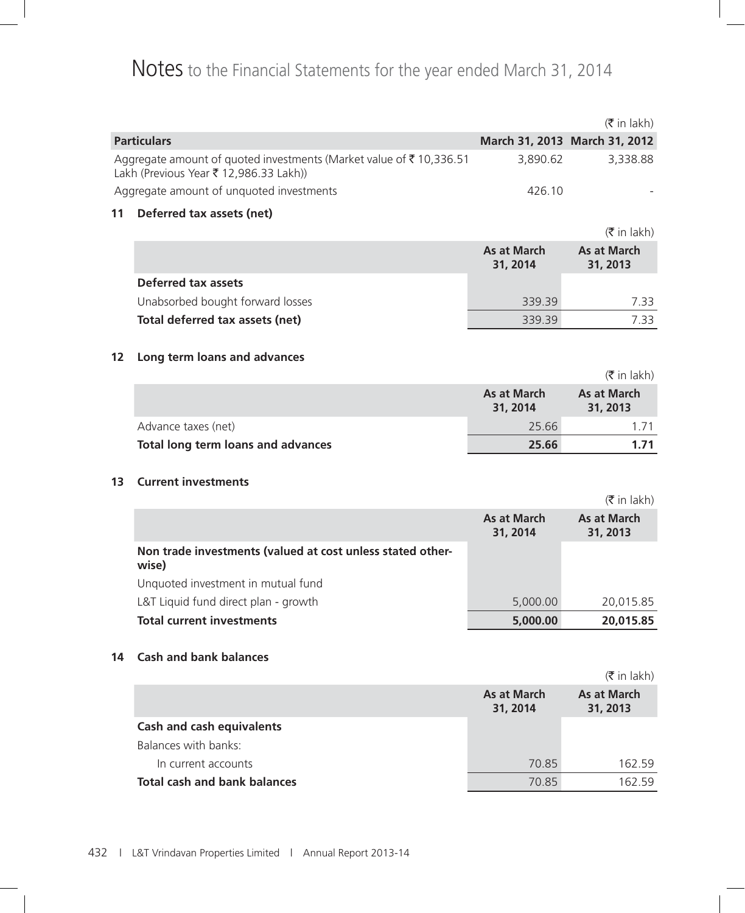# Notes to the Financial Statements for the year ended March 31, 2014

(₹ in lakh)

| Particulars | March 31, 2013 | March 31, 2012 |
|---|---|---|
| Aggregate amount of quoted investments (Market value of ₹ 10,336.51 Lakh (Previous Year ₹ 12,986.33 Lakh)) | 3,890.62 | 3,338.88 |
| Aggregate amount of unquoted investments | 426.10 | - |

## 11 Deferred tax assets (net)

(₹ in lakh)

| | As at March 31, 2014 | As at March 31, 2013 |
|---|---|---|
| **Deferred tax assets** | | |
| Unabsorbed bought forward losses | 339.39 | 7.33 |
| **Total deferred tax assets (net)** | 339.39 | 7.33 |

## 12 Long term loans and advances

(₹ in lakh)

| | As at March 31, 2014 | As at March 31, 2013 |
|---|---|---|
| Advance taxes (net) | 25.66 | 1.71 |
| **Total long term loans and advances** | **25.66** | **1.71** |

## 13 Current investments

(₹ in lakh)

| | As at March 31, 2014 | As at March 31, 2013 |
|---|---|---|
| **Non trade investments (valued at cost unless stated otherwise)** | | |
| Unquoted investment in mutual fund | | |
| L&T Liquid fund direct plan - growth | 5,000.00 | 20,015.85 |
| **Total current investments** | **5,000.00** | **20,015.85** |

## 14 Cash and bank balances

(₹ in lakh)

| | As at March 31, 2014 | As at March 31, 2013 |
|---|---|---|
| **Cash and cash equivalents** | | |
| Balances with banks: | | |
| In current accounts | 70.85 | 162.59 |
| **Total cash and bank balances** | 70.85 | 162.59 |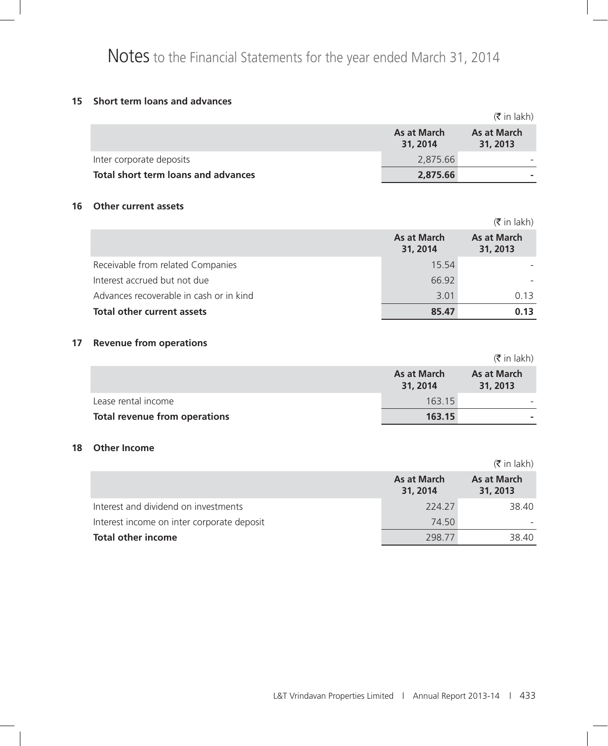# Notes to the Financial Statements for the year ended March 31, 2014

## 15 Short term loans and advances

(₹ in lakh)

| | As at March 31, 2014 | As at March 31, 2013 |
|---|---|---|
| Inter corporate deposits | 2,875.66 | - |
| **Total short term loans and advances** | **2,875.66** | **-** |

## 16 Other current assets

(₹ in lakh)

| | As at March 31, 2014 | As at March 31, 2013 |
|---|---|---|
| Receivable from related Companies | 15.54 | - |
| Interest accrued but not due | 66.92 | - |
| Advances recoverable in cash or in kind | 3.01 | 0.13 |
| **Total other current assets** | **85.47** | **0.13** |

## 17 Revenue from operations

(₹ in lakh)

| | As at March 31, 2014 | As at March 31, 2013 |
|---|---|---|
| Lease rental income | 163.15 | - |
| **Total revenue from operations** | **163.15** | **-** |

## 18 Other Income

(₹ in lakh)

| | As at March 31, 2014 | As at March 31, 2013 |
|---|---|---|
| Interest and dividend on investments | 224.27 | 38.40 |
| Interest income on inter corporate deposit | 74.50 | - |
| **Total other income** | 298.77 | 38.40 |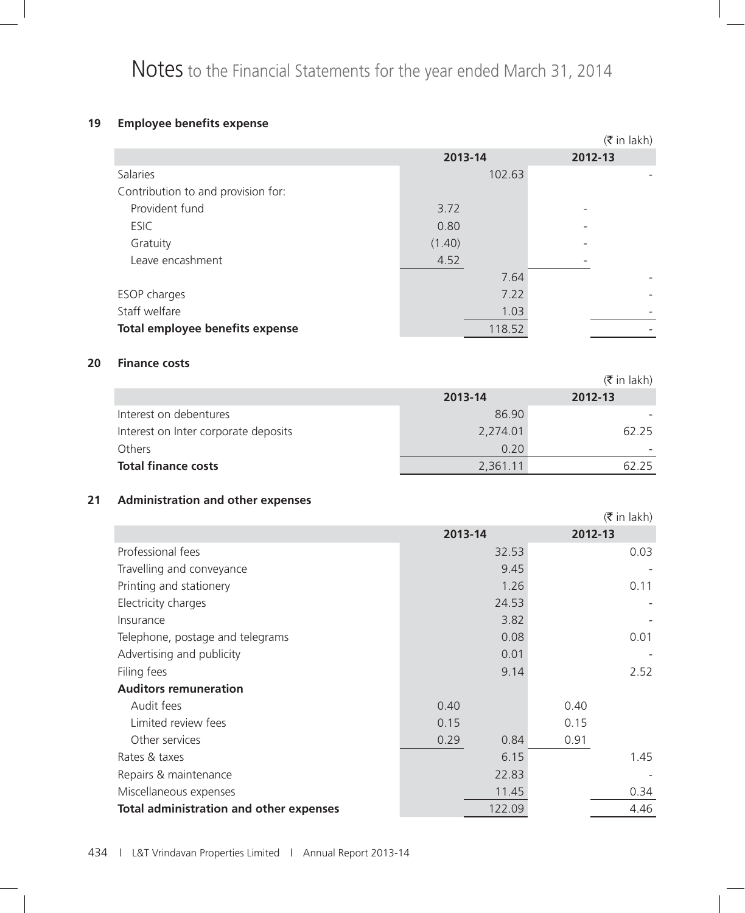# Notes to the Financial Statements for the year ended March 31, 2014

## 19 Employee benefits expense

(₹ in lakh)

| | 2013-14 | | 2012-13 | |
|---|---|---|---|---|
| Salaries | | 102.63 | | - |
| Contribution to and provision for: | | | | |
| Provident fund | 3.72 | | - | |
| ESIC | 0.80 | | - | |
| Gratuity | (1.40) | | - | |
| Leave encashment | 4.52 | | - | |
| | | 7.64 | | - |
| ESOP charges | | 7.22 | | - |
| Staff welfare | | 1.03 | | - |
| **Total employee benefits expense** | | 118.52 | | - |

## 20 Finance costs

(₹ in lakh)

| | 2013-14 | 2012-13 |
|---|---|---|
| Interest on debentures | 86.90 | - |
| Interest on Inter corporate deposits | 2,274.01 | 62.25 |
| Others | 0.20 | - |
| **Total finance costs** | 2,361.11 | 62.25 |

## 21 Administration and other expenses

(₹ in lakh)

| | 2013-14 | | 2012-13 | |
|---|---|---|---|---|
| Professional fees | | 32.53 | | 0.03 |
| Travelling and conveyance | | 9.45 | | - |
| Printing and stationery | | 1.26 | | 0.11 |
| Electricity charges | | 24.53 | | - |
| Insurance | | 3.82 | | - |
| Telephone, postage and telegrams | | 0.08 | | 0.01 |
| Advertising and publicity | | 0.01 | | - |
| Filing fees | | 9.14 | | 2.52 |
| **Auditors remuneration** | | | | |
| Audit fees | 0.40 | | 0.40 | |
| Limited review fees | 0.15 | | 0.15 | |
| Other services | 0.29 | 0.84 | 0.91 | |
| Rates & taxes | | 6.15 | | 1.45 |
| Repairs & maintenance | | 22.83 | | - |
| Miscellaneous expenses | | 11.45 | | 0.34 |
| **Total administration and other expenses** | | 122.09 | | 4.46 |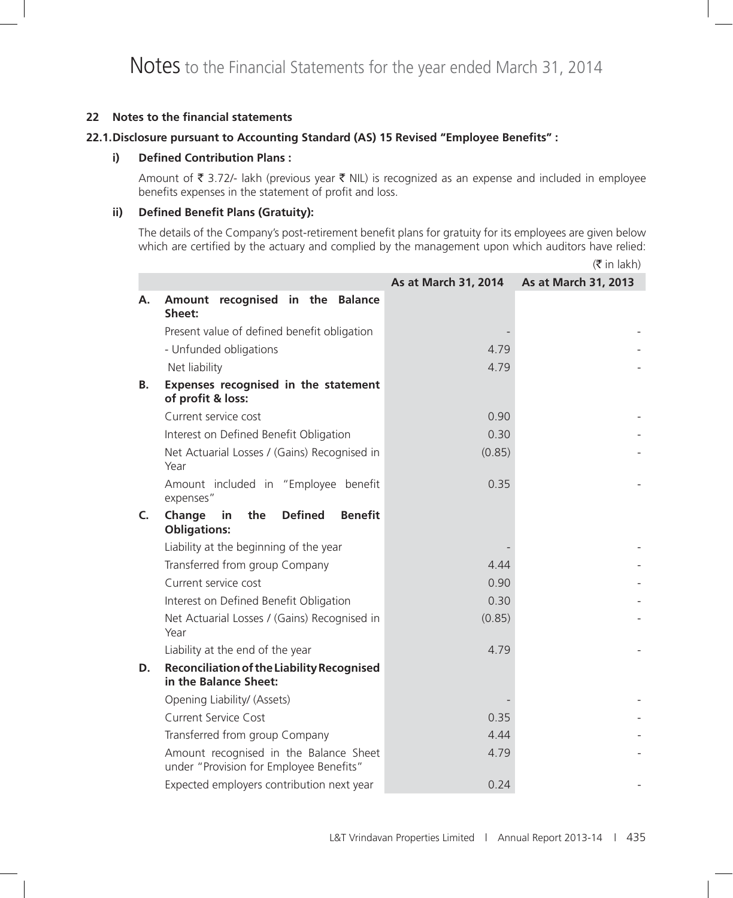# Notes to the Financial Statements for the year ended March 31, 2014

## 22 Notes to the financial statements

### 22.1. Disclosure pursuant to Accounting Standard (AS) 15 Revised "Employee Benefits" :

**i) Defined Contribution Plans :**

Amount of ₹ 3.72/- lakh (previous year ₹ NIL) is recognized as an expense and included in employee benefits expenses in the statement of profit and loss.

**ii) Defined Benefit Plans (Gratuity):**

The details of the Company's post-retirement benefit plans for gratuity for its employees are given below which are certified by the actuary and complied by the management upon which auditors have relied:

(₹ in lakh)

| | | As at March 31, 2014 | As at March 31, 2013 |
|---|---|---|---|
| **A.** | **Amount recognised in the Balance Sheet:** | | |
| | Present value of defined benefit obligation | - | - |
| | - Unfunded obligations | 4.79 | - |
| | Net liability | 4.79 | - |
| **B.** | **Expenses recognised in the statement of profit & loss:** | | |
| | Current service cost | 0.90 | - |
| | Interest on Defined Benefit Obligation | 0.30 | - |
| | Net Actuarial Losses / (Gains) Recognised in Year | (0.85) | - |
| | Amount included in "Employee benefit expenses" | 0.35 | - |
| **C.** | **Change in the Defined Benefit Obligations:** | | |
| | Liability at the beginning of the year | - | - |
| | Transferred from group Company | 4.44 | - |
| | Current service cost | 0.90 | - |
| | Interest on Defined Benefit Obligation | 0.30 | - |
| | Net Actuarial Losses / (Gains) Recognised in Year | (0.85) | - |
| | Liability at the end of the year | 4.79 | - |
| **D.** | **Reconciliation of the Liability Recognised in the Balance Sheet:** | | |
| | Opening Liability/ (Assets) | - | - |
| | Current Service Cost | 0.35 | - |
| | Transferred from group Company | 4.44 | - |
| | Amount recognised in the Balance Sheet under "Provision for Employee Benefits" | 4.79 | - |
| | Expected employers contribution next year | 0.24 | - |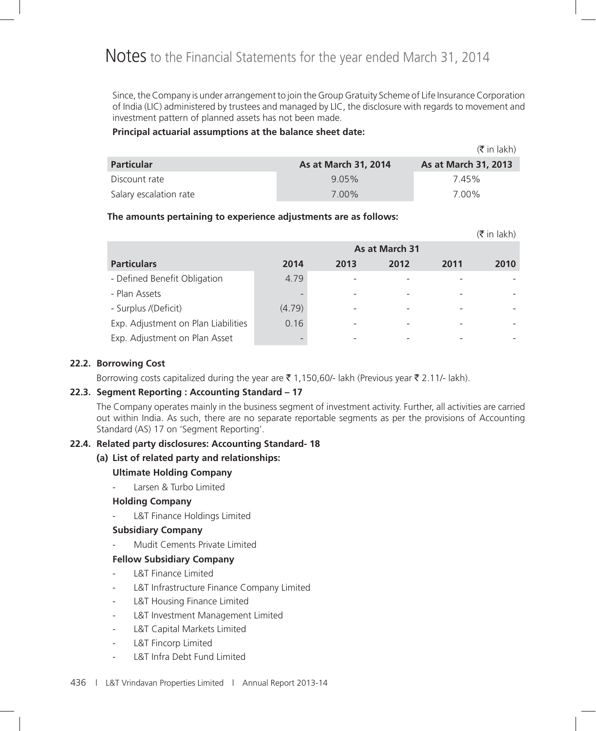Since, the Company is under arrangement to join the Group Gratuity Scheme of Life Insurance Corporation of India (LIC) administered by trustees and managed by LIC, the disclosure with regards to movement and investment pattern of planned assets has not been made.

**Principal actuarial assumptions at the balance sheet date:**

(₹ in lakh)

| Particular | As at March 31, 2014 | As at March 31, 2013 |
|---|---|---|
| Discount rate | 9.05% | 7.45% |
| Salary escalation rate | 7.00% | 7.00% |

**The amounts pertaining to experience adjustments are as follows:**

(₹ in lakh)

| | As at March 31 | | | | |
|---|---|---|---|---|---|
| **Particulars** | **2014** | **2013** | **2012** | **2011** | **2010** |
| - Defined Benefit Obligation | 4.79 | - | - | - | - |
| - Plan Assets | - | - | - | - | - |
| - Surplus /(Deficit) | (4.79) | - | - | - | - |
| Exp. Adjustment on Plan Liabilities | 0.16 | - | - | - | - |
| Exp. Adjustment on Plan Asset | - | - | - | - | - |

**22.2. Borrowing Cost**

Borrowing costs capitalized during the year are ₹ 1,150,60/- lakh (Previous year ₹ 2.11/- lakh).

**22.3. Segment Reporting : Accounting Standard – 17**

The Company operates mainly in the business segment of investment activity. Further, all activities are carried out within India. As such, there are no separate reportable segments as per the provisions of Accounting Standard (AS) 17 on 'Segment Reporting'.

**22.4. Related party disclosures: Accounting Standard- 18**

**(a) List of related party and relationships:**

**Ultimate Holding Company**

- Larsen & Turbo Limited

**Holding Company**

- L&T Finance Holdings Limited

**Subsidiary Company**

- Mudit Cements Private Limited

**Fellow Subsidiary Company**

- L&T Finance Limited
- L&T Infrastructure Finance Company Limited
- L&T Housing Finance Limited
- L&T Investment Management Limited
- L&T Capital Markets Limited
- L&T Fincorp Limited
- L&T Infra Debt Fund Limited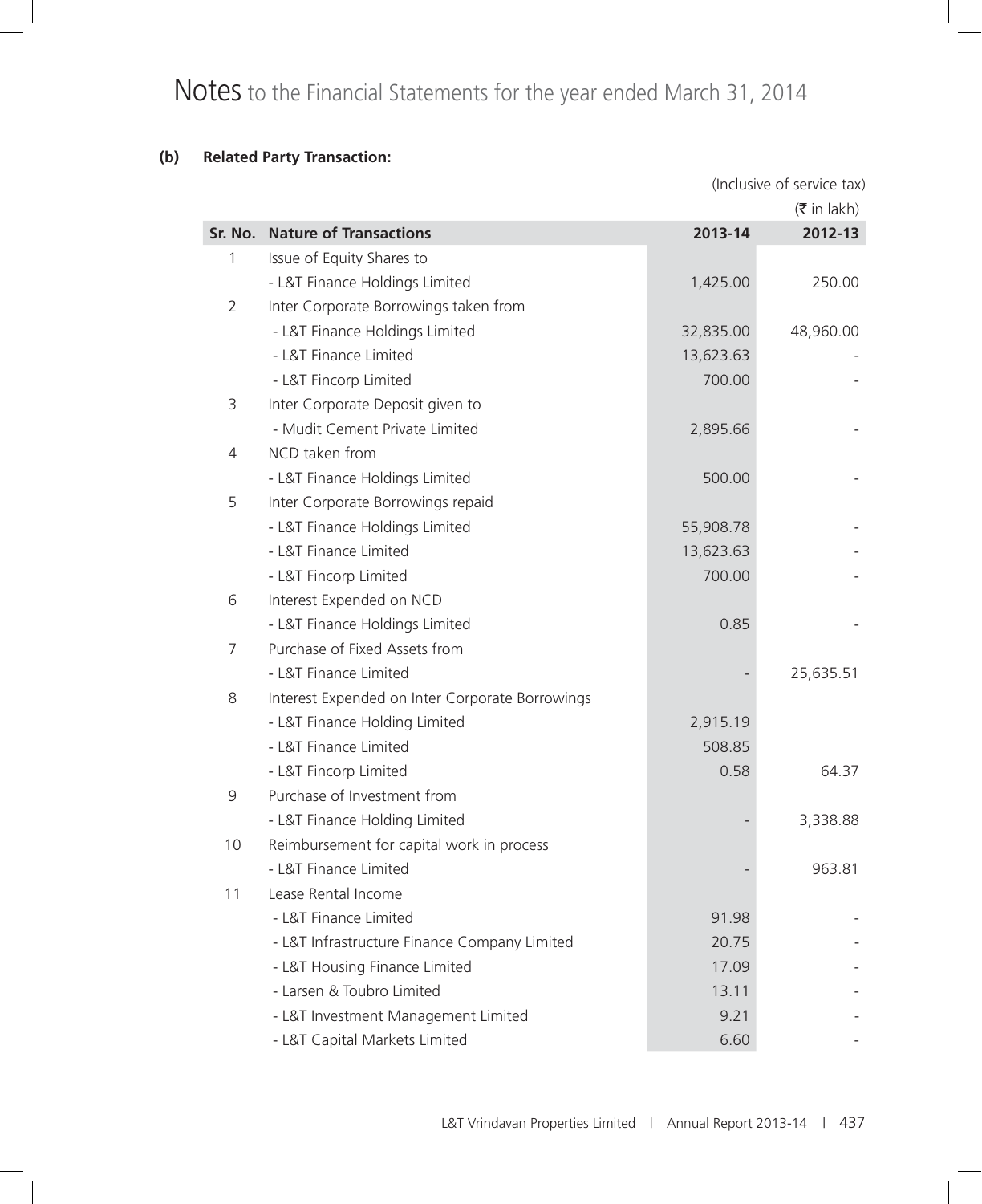# Notes to the Financial Statements for the year ended March 31, 2014

**(b) Related Party Transaction:**

(Inclusive of service tax)

(₹ in lakh)

| Sr. No. | Nature of Transactions | 2013-14 | 2012-13 |
|---|---|---|---|
| 1 | Issue of Equity Shares to | | |
| | - L&T Finance Holdings Limited | 1,425.00 | 250.00 |
| 2 | Inter Corporate Borrowings taken from | | |
| | - L&T Finance Holdings Limited | 32,835.00 | 48,960.00 |
| | - L&T Finance Limited | 13,623.63 | - |
| | - L&T Fincorp Limited | 700.00 | - |
| 3 | Inter Corporate Deposit given to | | |
| | - Mudit Cement Private Limited | 2,895.66 | - |
| 4 | NCD taken from | | |
| | - L&T Finance Holdings Limited | 500.00 | - |
| 5 | Inter Corporate Borrowings repaid | | |
| | - L&T Finance Holdings Limited | 55,908.78 | - |
| | - L&T Finance Limited | 13,623.63 | - |
| | - L&T Fincorp Limited | 700.00 | - |
| 6 | Interest Expended on NCD | | |
| | - L&T Finance Holdings Limited | 0.85 | - |
| 7 | Purchase of Fixed Assets from | | |
| | - L&T Finance Limited | - | 25,635.51 |
| 8 | Interest Expended on Inter Corporate Borrowings | | |
| | - L&T Finance Holding Limited | 2,915.19 | |
| | - L&T Finance Limited | 508.85 | |
| | - L&T Fincorp Limited | 0.58 | 64.37 |
| 9 | Purchase of Investment from | | |
| | - L&T Finance Holding Limited | - | 3,338.88 |
| 10 | Reimbursement for capital work in process | | |
| | - L&T Finance Limited | - | 963.81 |
| 11 | Lease Rental Income | | |
| | - L&T Finance Limited | 91.98 | - |
| | - L&T Infrastructure Finance Company Limited | 20.75 | - |
| | - L&T Housing Finance Limited | 17.09 | - |
| | - Larsen & Toubro Limited | 13.11 | - |
| | - L&T Investment Management Limited | 9.21 | - |
| | - L&T Capital Markets Limited | 6.60 | - |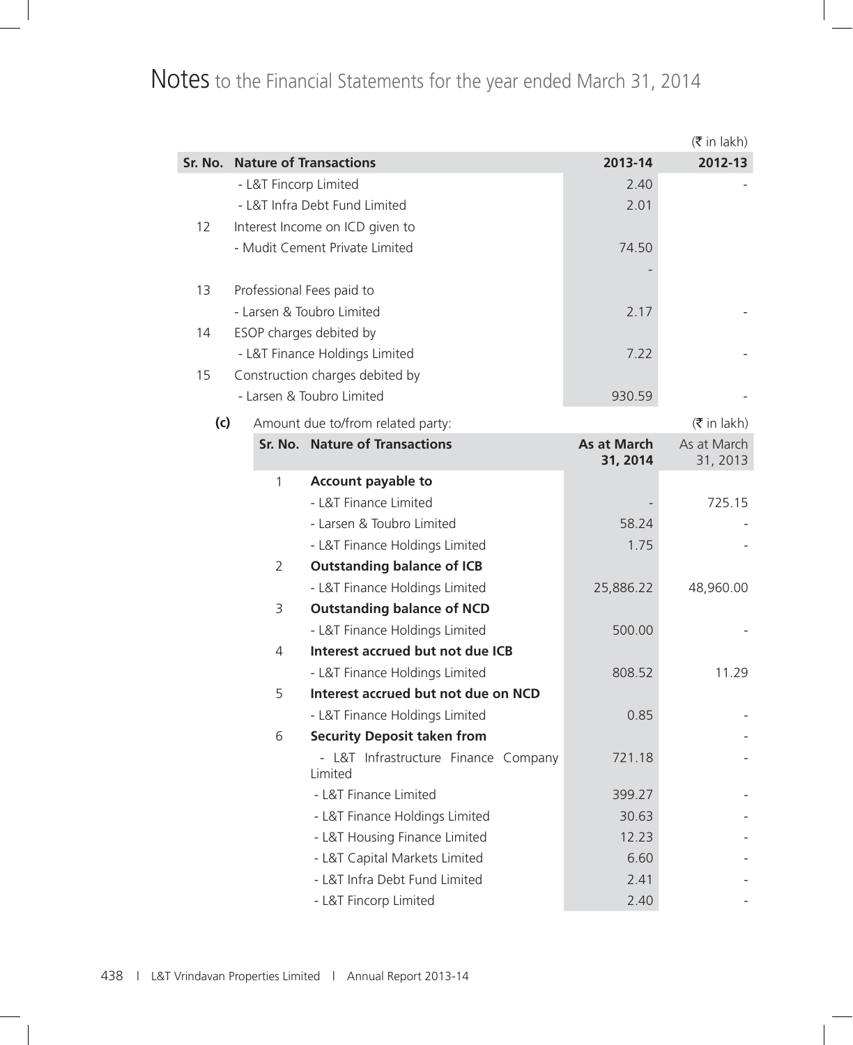# Notes to the Financial Statements for the year ended March 31, 2014

(₹ in lakh)

| Sr. No. | Nature of Transactions | 2013-14 | 2012-13 |
|---|---|---|---|
| | - L&T Fincorp Limited | 2.40 | - |
| | - L&T Infra Debt Fund Limited | 2.01 | |
| 12 | Interest Income on ICD given to | | |
| | - Mudit Cement Private Limited | 74.50 | |
| | | - | |
| 13 | Professional Fees paid to | | |
| | - Larsen & Toubro Limited | 2.17 | - |
| 14 | ESOP charges debited by | | |
| | - L&T Finance Holdings Limited | 7.22 | - |
| 15 | Construction charges debited by | | |
| | - Larsen & Toubro Limited | 930.59 | - |

**(c)** Amount due to/from related party:

(₹ in lakh)

| Sr. No. | Nature of Transactions | As at March 31, 2014 | As at March 31, 2013 |
|---|---|---|---|
| 1 | **Account payable to** | | |
| | - L&T Finance Limited | - | 725.15 |
| | - Larsen & Toubro Limited | 58.24 | - |
| | - L&T Finance Holdings Limited | 1.75 | - |
| 2 | **Outstanding balance of ICB** | | |
| | - L&T Finance Holdings Limited | 25,886.22 | 48,960.00 |
| 3 | **Outstanding balance of NCD** | | |
| | - L&T Finance Holdings Limited | 500.00 | - |
| 4 | **Interest accrued but not due ICB** | | |
| | - L&T Finance Holdings Limited | 808.52 | 11.29 |
| 5 | **Interest accrued but not due on NCD** | | |
| | - L&T Finance Holdings Limited | 0.85 | - |
| 6 | **Security Deposit taken from** | | - |
| | - L&T Infrastructure Finance Company Limited | 721.18 | - |
| | - L&T Finance Limited | 399.27 | - |
| | - L&T Finance Holdings Limited | 30.63 | - |
| | - L&T Housing Finance Limited | 12.23 | - |
| | - L&T Capital Markets Limited | 6.60 | - |
| | - L&T Infra Debt Fund Limited | 2.41 | - |
| | - L&T Fincorp Limited | 2.40 | - |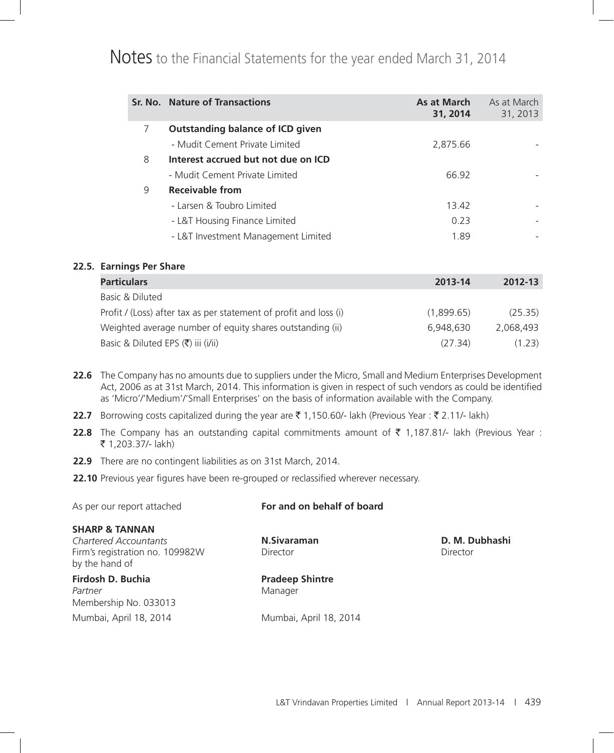| Sr. No. | Nature of Transactions | As at March 31, 2014 | As at March 31, 2013 |
|---|---|---|---|
| 7 | **Outstanding balance of ICD given** | | |
| | - Mudit Cement Private Limited | 2,875.66 | - |
| 8 | **Interest accrued but not due on ICD** | | |
| | - Mudit Cement Private Limited | 66.92 | - |
| 9 | **Receivable from** | | |
| | - Larsen & Toubro Limited | 13.42 | - |
| | - L&T Housing Finance Limited | 0.23 | - |
| | - L&T Investment Management Limited | 1.89 | - |

**22.5. Earnings Per Share**

| Particulars | 2013-14 | 2012-13 |
|---|---|---|
| Basic & Diluted | | |
| Profit / (Loss) after tax as per statement of profit and loss (i) | (1,899.65) | (25.35) |
| Weighted average number of equity shares outstanding (ii) | 6,948,630 | 2,068,493 |
| Basic & Diluted EPS (₹) iii (i/ii) | (27.34) | (1.23) |

**22.6** The Company has no amounts due to suppliers under the Micro, Small and Medium Enterprises Development Act, 2006 as at 31st March, 2014. This information is given in respect of such vendors as could be identified as 'Micro'/'Medium'/'Small Enterprises' on the basis of information available with the Company.

**22.7** Borrowing costs capitalized during the year are ₹ 1,150.60/- lakh (Previous Year : ₹ 2.11/- lakh)

**22.8** The Company has an outstanding capital commitments amount of ₹ 1,187.81/- lakh (Previous Year : ₹ 1,203.37/- lakh)

**22.9** There are no contingent liabilities as on 31st March, 2014.

**22.10** Previous year figures have been re-grouped or reclassified wherever necessary.

As per our report attached

**SHARP & TANNAN**
*Chartered Accountants*
Firm's registration no. 109982W
by the hand of

**Firdosh D. Buchia**
*Partner*
Membership No. 033013

Mumbai, April 18, 2014

**For and on behalf of board**

**N.Sivaraman**
Director

**D. M. Dubhashi**
Director

**Pradeep Shintre**
Manager

Mumbai, April 18, 2014